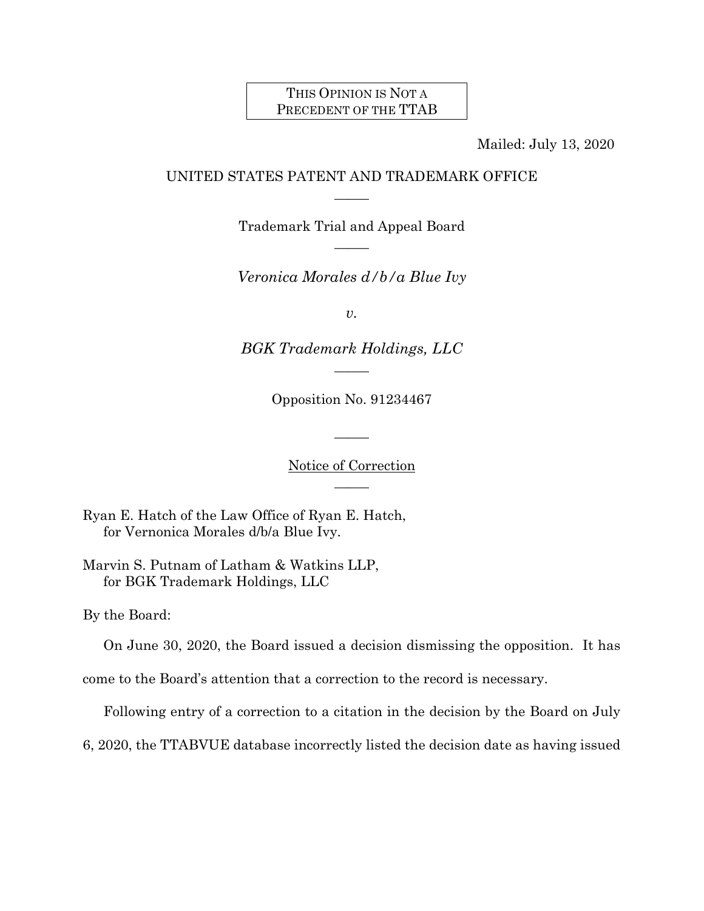THIS OPINION IS NOT A PRECEDENT OF THE TTAB

Mailed: July 13, 2020

UNITED STATES PATENT AND TRADEMARK OFFICE

Trademark Trial and Appeal Board

*Veronica Morales d/b/a Blue Ivy*

*v.*

*BGK Trademark Holdings, LLC*

Opposition No. 91234467

Notice of Correction

Ryan E. Hatch of the Law Office of Ryan E. Hatch,
for Vernonica Morales d/b/a Blue Ivy.

Marvin S. Putnam of Latham & Watkins LLP,
for BGK Trademark Holdings, LLC

By the Board:

On June 30, 2020, the Board issued a decision dismissing the opposition. It has come to the Board's attention that a correction to the record is necessary.

Following entry of a correction to a citation in the decision by the Board on July 6, 2020, the TTABVUE database incorrectly listed the decision date as having issued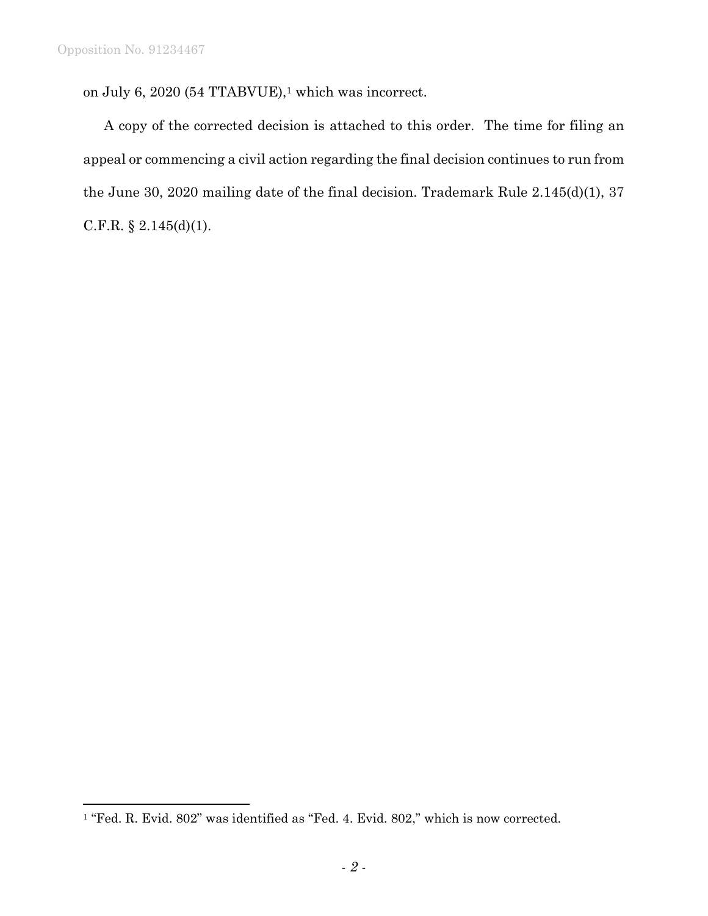on July 6, 2020 (54 TTABVUE),[1] which was incorrect.

A copy of the corrected decision is attached to this order. The time for filing an appeal or commencing a civil action regarding the final decision continues to run from the June 30, 2020 mailing date of the final decision. Trademark Rule 2.145(d)(1), 37 C.F.R. § 2.145(d)(1).

---

[1] "Fed. R. Evid. 802" was identified as "Fed. 4. Evid. 802," which is now corrected.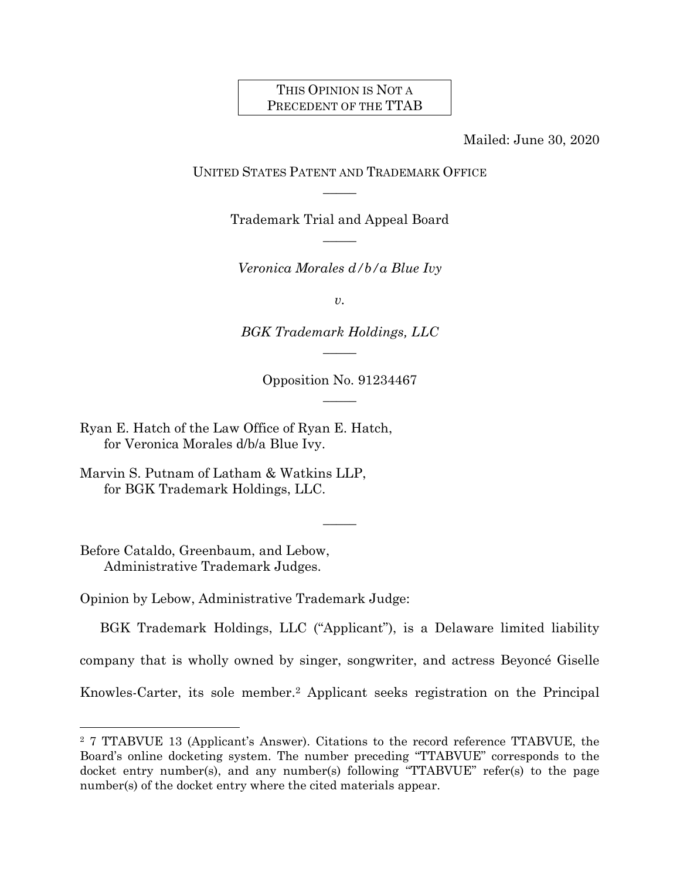THIS OPINION IS NOT A PRECEDENT OF THE TTAB

Mailed: June 30, 2020

UNITED STATES PATENT AND TRADEMARK OFFICE

Trademark Trial and Appeal Board

*Veronica Morales d/b/a Blue Ivy*

*v.*

*BGK Trademark Holdings, LLC*

Opposition No. 91234467

Ryan E. Hatch of the Law Office of Ryan E. Hatch,
for Veronica Morales d/b/a Blue Ivy.

Marvin S. Putnam of Latham & Watkins LLP,
for BGK Trademark Holdings, LLC.

Before Cataldo, Greenbaum, and Lebow,
Administrative Trademark Judges.

Opinion by Lebow, Administrative Trademark Judge:

BGK Trademark Holdings, LLC ("Applicant"), is a Delaware limited liability company that is wholly owned by singer, songwriter, and actress Beyoncé Giselle Knowles-Carter, its sole member.[2] Applicant seeks registration on the Principal

[2] 7 TTABVUE 13 (Applicant's Answer). Citations to the record reference TTABVUE, the Board's online docketing system. The number preceding "TTABVUE" corresponds to the docket entry number(s), and any number(s) following "TTABVUE" refer(s) to the page number(s) of the docket entry where the cited materials appear.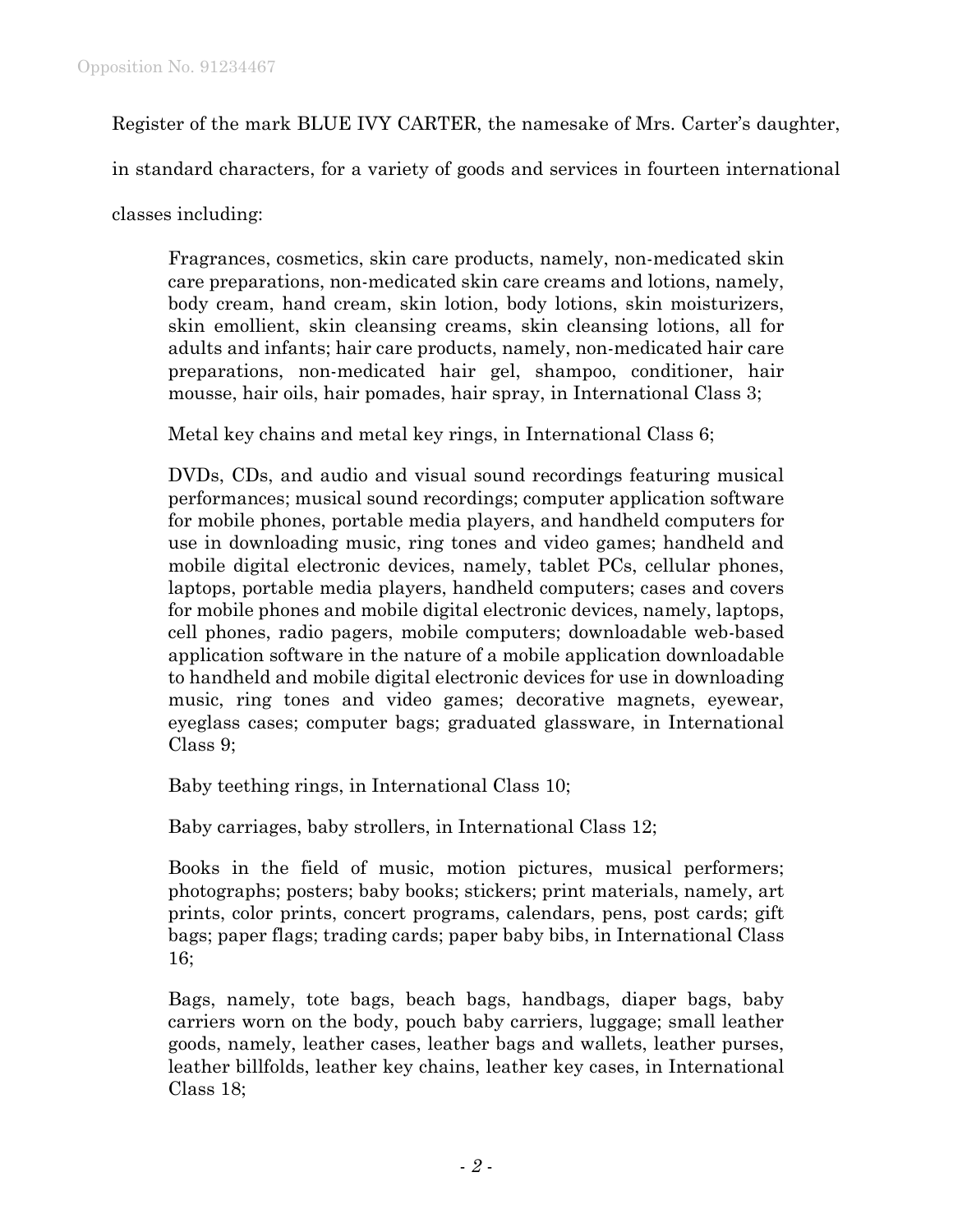Register of the mark BLUE IVY CARTER, the namesake of Mrs. Carter's daughter, in standard characters, for a variety of goods and services in fourteen international classes including:

> Fragrances, cosmetics, skin care products, namely, non-medicated skin care preparations, non-medicated skin care creams and lotions, namely, body cream, hand cream, skin lotion, body lotions, skin moisturizers, skin emollient, skin cleansing creams, skin cleansing lotions, all for adults and infants; hair care products, namely, non-medicated hair care preparations, non-medicated hair gel, shampoo, conditioner, hair mousse, hair oils, hair pomades, hair spray, in International Class 3;
>
> Metal key chains and metal key rings, in International Class 6;
>
> DVDs, CDs, and audio and visual sound recordings featuring musical performances; musical sound recordings; computer application software for mobile phones, portable media players, and handheld computers for use in downloading music, ring tones and video games; handheld and mobile digital electronic devices, namely, tablet PCs, cellular phones, laptops, portable media players, handheld computers; cases and covers for mobile phones and mobile digital electronic devices, namely, laptops, cell phones, radio pagers, mobile computers; downloadable web-based application software in the nature of a mobile application downloadable to handheld and mobile digital electronic devices for use in downloading music, ring tones and video games; decorative magnets, eyewear, eyeglass cases; computer bags; graduated glassware, in International Class 9;
>
> Baby teething rings, in International Class 10;
>
> Baby carriages, baby strollers, in International Class 12;
>
> Books in the field of music, motion pictures, musical performers; photographs; posters; baby books; stickers; print materials, namely, art prints, color prints, concert programs, calendars, pens, post cards; gift bags; paper flags; trading cards; paper baby bibs, in International Class 16;
>
> Bags, namely, tote bags, beach bags, handbags, diaper bags, baby carriers worn on the body, pouch baby carriers, luggage; small leather goods, namely, leather cases, leather bags and wallets, leather purses, leather billfolds, leather key chains, leather key cases, in International Class 18;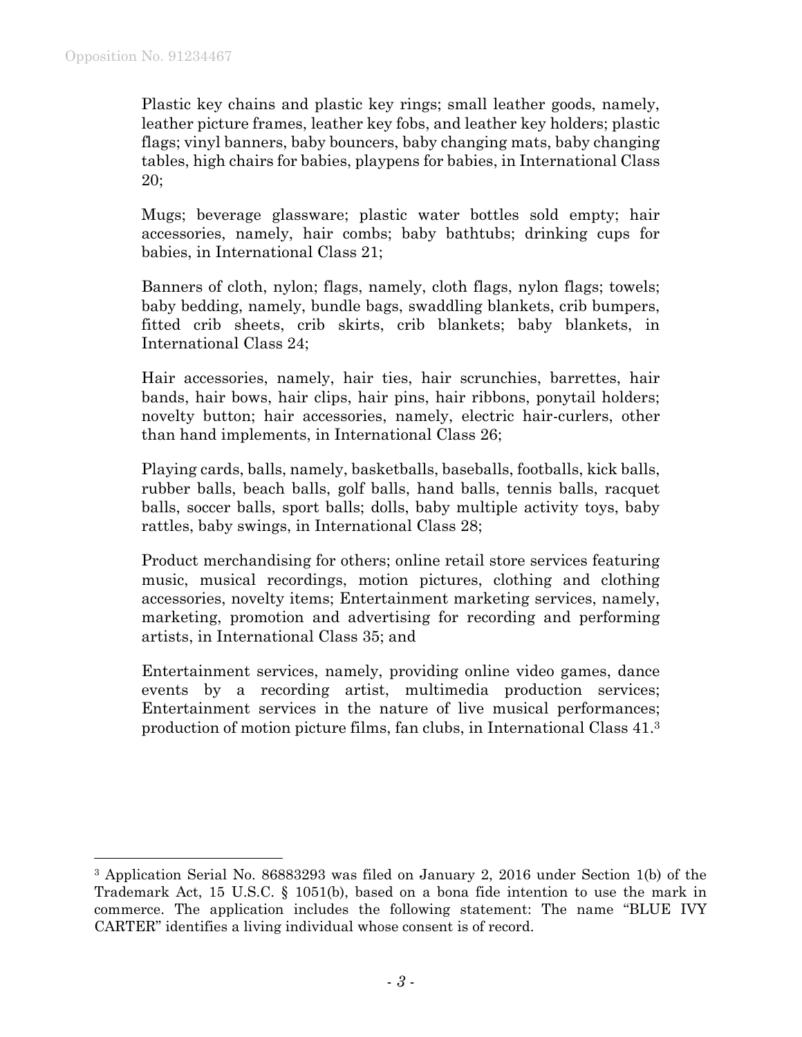Plastic key chains and plastic key rings; small leather goods, namely, leather picture frames, leather key fobs, and leather key holders; plastic flags; vinyl banners, baby bouncers, baby changing mats, baby changing tables, high chairs for babies, playpens for babies, in International Class 20;

Mugs; beverage glassware; plastic water bottles sold empty; hair accessories, namely, hair combs; baby bathtubs; drinking cups for babies, in International Class 21;

Banners of cloth, nylon; flags, namely, cloth flags, nylon flags; towels; baby bedding, namely, bundle bags, swaddling blankets, crib bumpers, fitted crib sheets, crib skirts, crib blankets; baby blankets, in International Class 24;

Hair accessories, namely, hair ties, hair scrunchies, barrettes, hair bands, hair bows, hair clips, hair pins, hair ribbons, ponytail holders; novelty button; hair accessories, namely, electric hair-curlers, other than hand implements, in International Class 26;

Playing cards, balls, namely, basketballs, baseballs, footballs, kick balls, rubber balls, beach balls, golf balls, hand balls, tennis balls, racquet balls, soccer balls, sport balls; dolls, baby multiple activity toys, baby rattles, baby swings, in International Class 28;

Product merchandising for others; online retail store services featuring music, musical recordings, motion pictures, clothing and clothing accessories, novelty items; Entertainment marketing services, namely, marketing, promotion and advertising for recording and performing artists, in International Class 35; and

Entertainment services, namely, providing online video games, dance events by a recording artist, multimedia production services; Entertainment services in the nature of live musical performances; production of motion picture films, fan clubs, in International Class 41.[3]

---

[3] Application Serial No. 86883293 was filed on January 2, 2016 under Section 1(b) of the Trademark Act, 15 U.S.C. § 1051(b), based on a bona fide intention to use the mark in commerce. The application includes the following statement: The name "BLUE IVY CARTER" identifies a living individual whose consent is of record.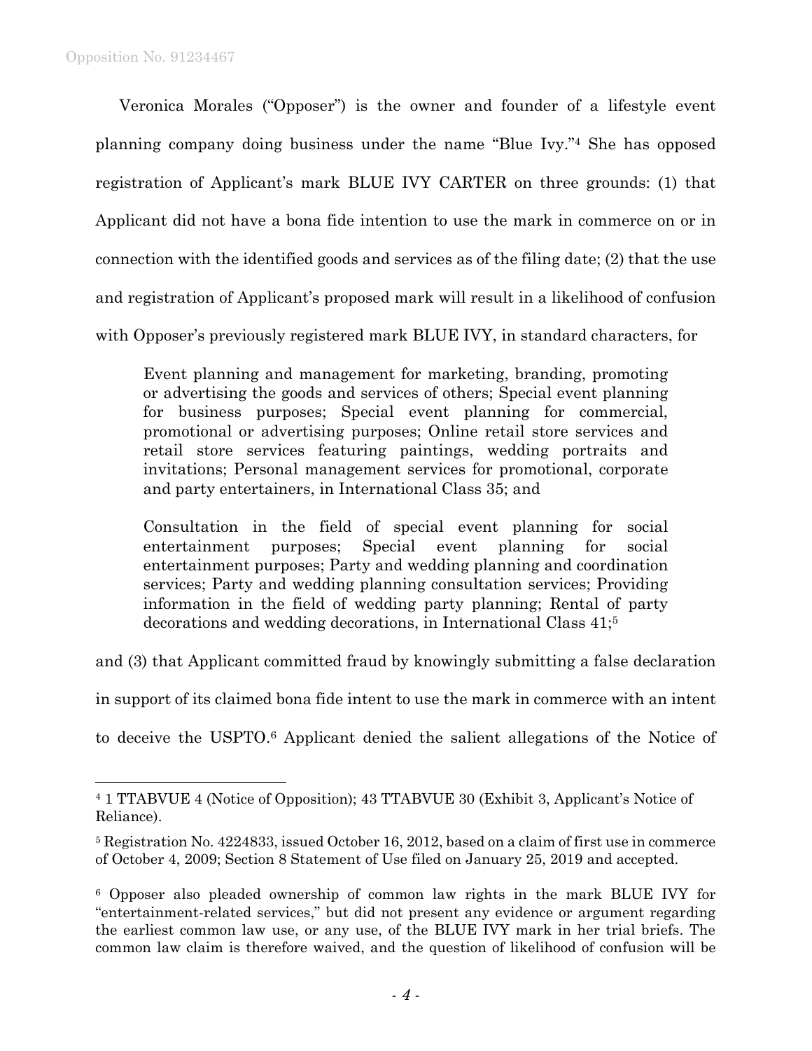Veronica Morales ("Opposer") is the owner and founder of a lifestyle event planning company doing business under the name "Blue Ivy."[4] She has opposed registration of Applicant's mark BLUE IVY CARTER on three grounds: (1) that Applicant did not have a bona fide intention to use the mark in commerce on or in connection with the identified goods and services as of the filing date; (2) that the use and registration of Applicant's proposed mark will result in a likelihood of confusion with Opposer's previously registered mark BLUE IVY, in standard characters, for

> Event planning and management for marketing, branding, promoting or advertising the goods and services of others; Special event planning for business purposes; Special event planning for commercial, promotional or advertising purposes; Online retail store services and retail store services featuring paintings, wedding portraits and invitations; Personal management services for promotional, corporate and party entertainers, in International Class 35; and
>
> Consultation in the field of special event planning for social entertainment purposes; Special event planning for social entertainment purposes; Party and wedding planning and coordination services; Party and wedding planning consultation services; Providing information in the field of wedding party planning; Rental of party decorations and wedding decorations, in International Class 41;[5]

and (3) that Applicant committed fraud by knowingly submitting a false declaration in support of its claimed bona fide intent to use the mark in commerce with an intent to deceive the USPTO.[6] Applicant denied the salient allegations of the Notice of

---

[4] 1 TTABVUE 4 (Notice of Opposition); 43 TTABVUE 30 (Exhibit 3, Applicant's Notice of Reliance).

[5] Registration No. 4224833, issued October 16, 2012, based on a claim of first use in commerce of October 4, 2009; Section 8 Statement of Use filed on January 25, 2019 and accepted.

[6] Opposer also pleaded ownership of common law rights in the mark BLUE IVY for "entertainment-related services," but did not present any evidence or argument regarding the earliest common law use, or any use, of the BLUE IVY mark in her trial briefs. The common law claim is therefore waived, and the question of likelihood of confusion will be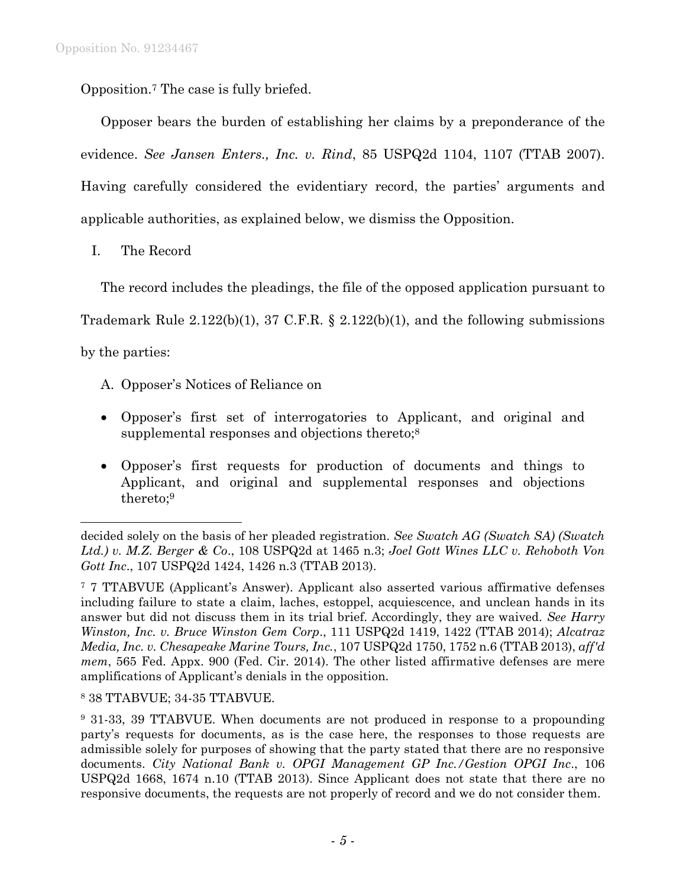Opposition.[7] The case is fully briefed.

Opposer bears the burden of establishing her claims by a preponderance of the evidence. *See Jansen Enters., Inc. v. Rind*, 85 USPQ2d 1104, 1107 (TTAB 2007). Having carefully considered the evidentiary record, the parties' arguments and applicable authorities, as explained below, we dismiss the Opposition.

I. The Record

The record includes the pleadings, the file of the opposed application pursuant to Trademark Rule 2.122(b)(1), 37 C.F.R. § 2.122(b)(1), and the following submissions by the parties:

A. Opposer's Notices of Reliance on

- Opposer's first set of interrogatories to Applicant, and original and supplemental responses and objections thereto;[8]
- Opposer's first requests for production of documents and things to Applicant, and original and supplemental responses and objections thereto;[9]

---

decided solely on the basis of her pleaded registration. *See Swatch AG (Swatch SA) (Swatch Ltd.) v. M.Z. Berger & Co*., 108 USPQ2d at 1465 n.3; *Joel Gott Wines LLC v. Rehoboth Von Gott Inc*., 107 USPQ2d 1424, 1426 n.3 (TTAB 2013).

[7] 7 TTABVUE (Applicant's Answer). Applicant also asserted various affirmative defenses including failure to state a claim, laches, estoppel, acquiescence, and unclean hands in its answer but did not discuss them in its trial brief. Accordingly, they are waived. *See Harry Winston, Inc. v. Bruce Winston Gem Corp*., 111 USPQ2d 1419, 1422 (TTAB 2014); *Alcatraz Media, Inc. v. Chesapeake Marine Tours, Inc.*, 107 USPQ2d 1750, 1752 n.6 (TTAB 2013), *aff'd mem*, 565 Fed. Appx. 900 (Fed. Cir. 2014). The other listed affirmative defenses are mere amplifications of Applicant's denials in the opposition.

[8] 38 TTABVUE; 34-35 TTABVUE.

[9] 31-33, 39 TTABVUE. When documents are not produced in response to a propounding party's requests for documents, as is the case here, the responses to those requests are admissible solely for purposes of showing that the party stated that there are no responsive documents. *City National Bank v. OPGI Management GP Inc./Gestion OPGI Inc*., 106 USPQ2d 1668, 1674 n.10 (TTAB 2013). Since Applicant does not state that there are no responsive documents, the requests are not properly of record and we do not consider them.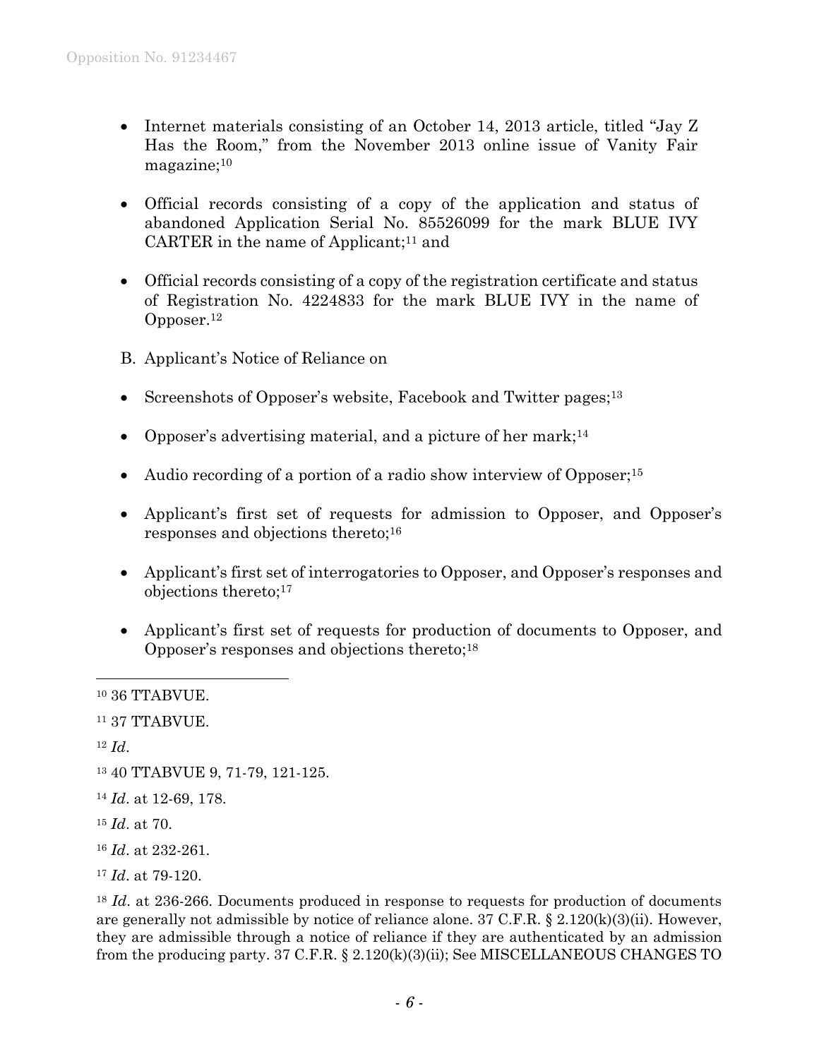- Internet materials consisting of an October 14, 2013 article, titled "Jay Z Has the Room," from the November 2013 online issue of Vanity Fair magazine;[10]

- Official records consisting of a copy of the application and status of abandoned Application Serial No. 85526099 for the mark BLUE IVY CARTER in the name of Applicant;[11] and

- Official records consisting of a copy of the registration certificate and status of Registration No. 4224833 for the mark BLUE IVY in the name of Opposer.[12]

B. Applicant's Notice of Reliance on

- Screenshots of Opposer's website, Facebook and Twitter pages;[13]

- Opposer's advertising material, and a picture of her mark;[14]

- Audio recording of a portion of a radio show interview of Opposer;[15]

- Applicant's first set of requests for admission to Opposer, and Opposer's responses and objections thereto;[16]

- Applicant's first set of interrogatories to Opposer, and Opposer's responses and objections thereto;[17]

- Applicant's first set of requests for production of documents to Opposer, and Opposer's responses and objections thereto;[18]

---

[10] 36 TTABVUE.

[11] 37 TTABVUE.

[12] *Id*.

[13] 40 TTABVUE 9, 71-79, 121-125.

[14] *Id*. at 12-69, 178.

[15] *Id*. at 70.

[16] *Id*. at 232-261.

[17] *Id*. at 79-120.

[18] *Id*. at 236-266. Documents produced in response to requests for production of documents are generally not admissible by notice of reliance alone. 37 C.F.R. § 2.120(k)(3)(ii). However, they are admissible through a notice of reliance if they are authenticated by an admission from the producing party. 37 C.F.R. § 2.120(k)(3)(ii); See MISCELLANEOUS CHANGES TO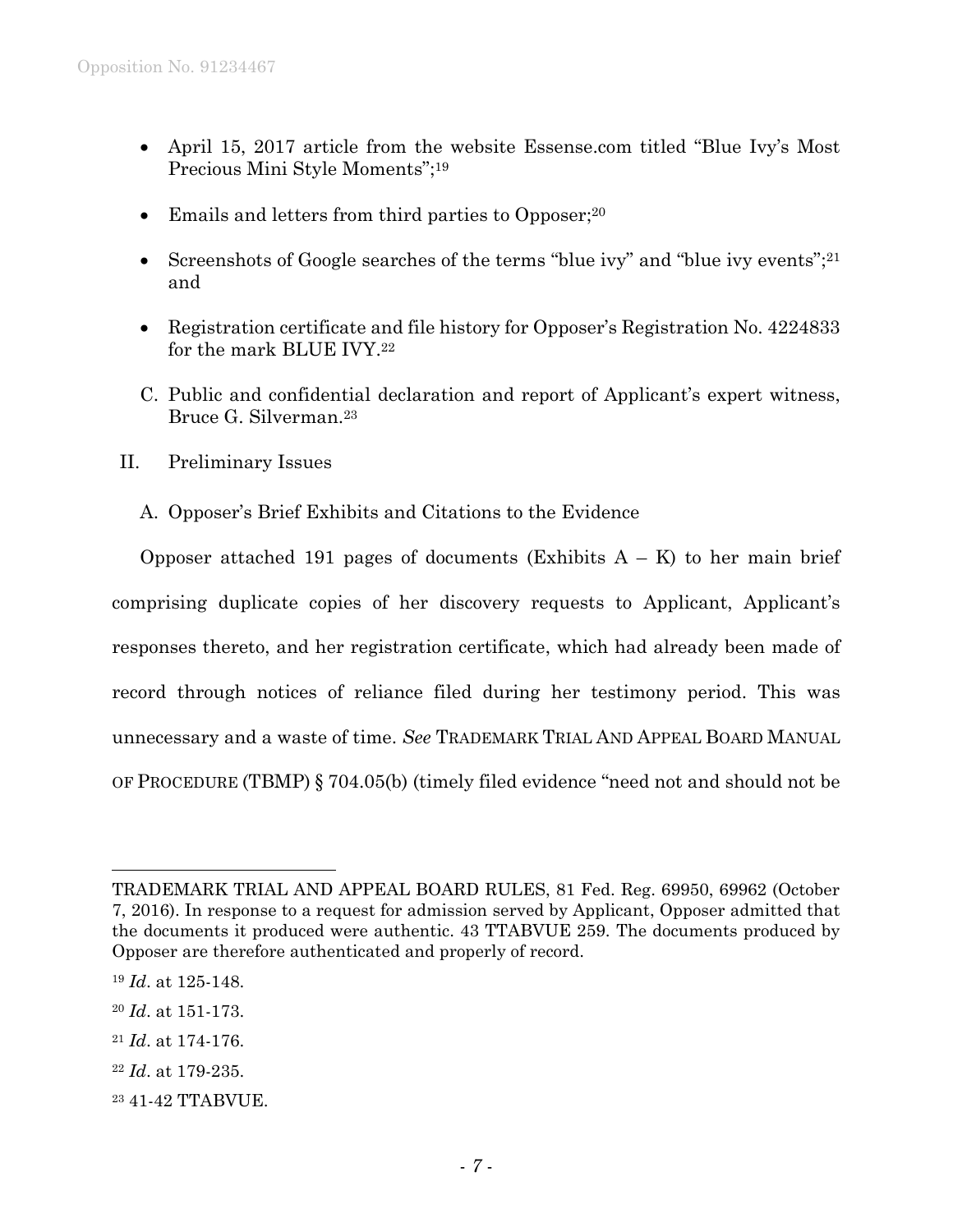- April 15, 2017 article from the website Essense.com titled "Blue Ivy's Most Precious Mini Style Moments";[19]
- Emails and letters from third parties to Opposer;[20]
- Screenshots of Google searches of the terms "blue ivy" and "blue ivy events";[21] and
- Registration certificate and file history for Opposer's Registration No. 4224833 for the mark BLUE IVY.[22]

C. Public and confidential declaration and report of Applicant's expert witness, Bruce G. Silverman.[23]

## II. Preliminary Issues

### A. Opposer's Brief Exhibits and Citations to the Evidence

Opposer attached 191 pages of documents (Exhibits A – K) to her main brief comprising duplicate copies of her discovery requests to Applicant, Applicant's responses thereto, and her registration certificate, which had already been made of record through notices of reliance filed during her testimony period. This was unnecessary and a waste of time. *See* TRADEMARK TRIAL AND APPEAL BOARD MANUAL OF PROCEDURE (TBMP) § 704.05(b) (timely filed evidence "need not and should not be

---

TRADEMARK TRIAL AND APPEAL BOARD RULES, 81 Fed. Reg. 69950, 69962 (October 7, 2016). In response to a request for admission served by Applicant, Opposer admitted that the documents it produced were authentic. 43 TTABVUE 259. The documents produced by Opposer are therefore authenticated and properly of record.

[19] *Id*. at 125-148.

[20] *Id*. at 151-173.

[21] *Id*. at 174-176.

[22] *Id*. at 179-235.

[23] 41-42 TTABVUE.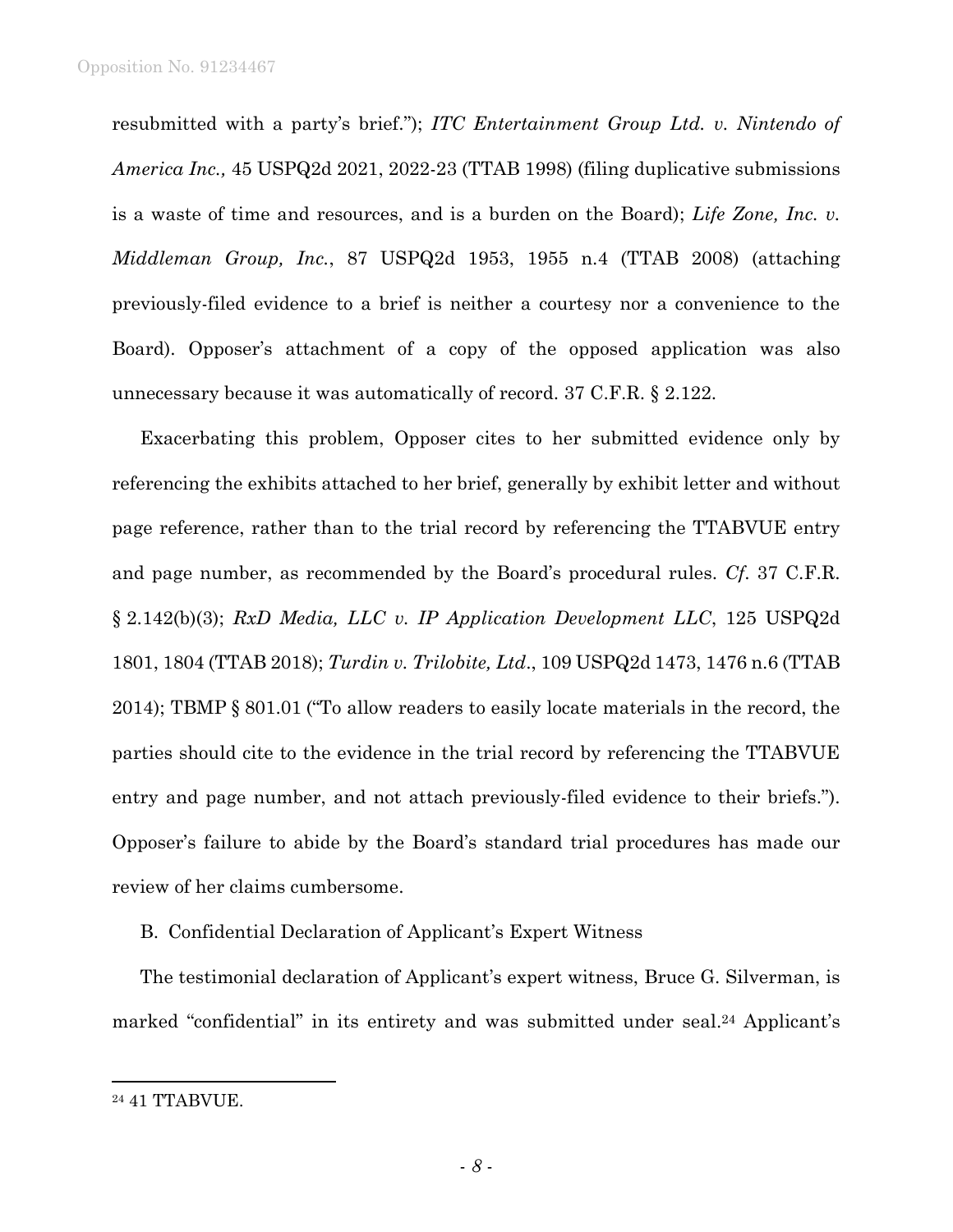resubmitted with a party's brief."); *ITC Entertainment Group Ltd. v. Nintendo of America Inc.,* 45 USPQ2d 2021, 2022-23 (TTAB 1998) (filing duplicative submissions is a waste of time and resources, and is a burden on the Board); *Life Zone, Inc. v. Middleman Group, Inc.*, 87 USPQ2d 1953, 1955 n.4 (TTAB 2008) (attaching previously-filed evidence to a brief is neither a courtesy nor a convenience to the Board). Opposer's attachment of a copy of the opposed application was also unnecessary because it was automatically of record. 37 C.F.R. § 2.122.

Exacerbating this problem, Opposer cites to her submitted evidence only by referencing the exhibits attached to her brief, generally by exhibit letter and without page reference, rather than to the trial record by referencing the TTABVUE entry and page number, as recommended by the Board's procedural rules. *Cf.* 37 C.F.R. § 2.142(b)(3); *RxD Media, LLC v. IP Application Development LLC*, 125 USPQ2d 1801, 1804 (TTAB 2018); *Turdin v. Trilobite, Ltd*., 109 USPQ2d 1473, 1476 n.6 (TTAB 2014); TBMP § 801.01 ("To allow readers to easily locate materials in the record, the parties should cite to the evidence in the trial record by referencing the TTABVUE entry and page number, and not attach previously-filed evidence to their briefs."). Opposer's failure to abide by the Board's standard trial procedures has made our review of her claims cumbersome.

B. Confidential Declaration of Applicant's Expert Witness

The testimonial declaration of Applicant's expert witness, Bruce G. Silverman, is marked "confidential" in its entirety and was submitted under seal.[24] Applicant's

---

[24] 41 TTABVUE.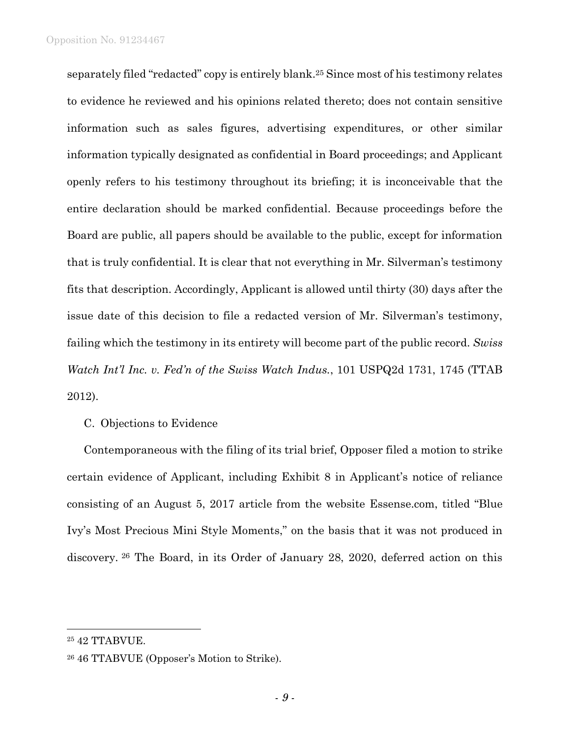separately filed "redacted" copy is entirely blank.[25] Since most of his testimony relates to evidence he reviewed and his opinions related thereto; does not contain sensitive information such as sales figures, advertising expenditures, or other similar information typically designated as confidential in Board proceedings; and Applicant openly refers to his testimony throughout its briefing; it is inconceivable that the entire declaration should be marked confidential. Because proceedings before the Board are public, all papers should be available to the public, except for information that is truly confidential. It is clear that not everything in Mr. Silverman's testimony fits that description. Accordingly, Applicant is allowed until thirty (30) days after the issue date of this decision to file a redacted version of Mr. Silverman's testimony, failing which the testimony in its entirety will become part of the public record. *Swiss Watch Int'l Inc. v. Fed'n of the Swiss Watch Indus.*, 101 USPQ2d 1731, 1745 (TTAB 2012).

C. Objections to Evidence

Contemporaneous with the filing of its trial brief, Opposer filed a motion to strike certain evidence of Applicant, including Exhibit 8 in Applicant's notice of reliance consisting of an August 5, 2017 article from the website Essense.com, titled "Blue Ivy's Most Precious Mini Style Moments," on the basis that it was not produced in discovery.[26] The Board, in its Order of January 28, 2020, deferred action on this

---

[25] 42 TTABVUE.

[26] 46 TTABVUE (Opposer's Motion to Strike).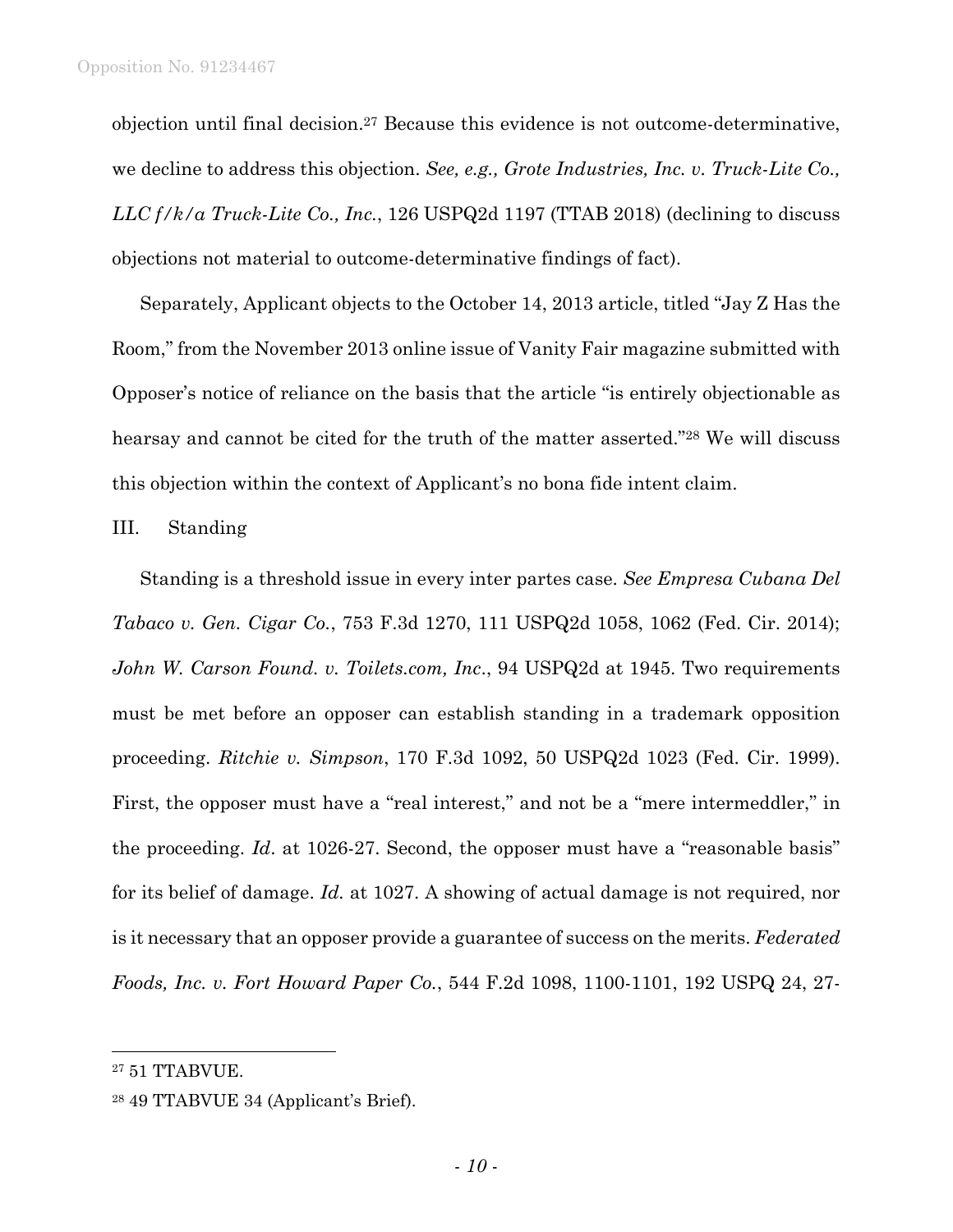objection until final decision.[27] Because this evidence is not outcome-determinative, we decline to address this objection. *See, e.g., Grote Industries, Inc. v. Truck-Lite Co., LLC f/k/a Truck-Lite Co., Inc.*, 126 USPQ2d 1197 (TTAB 2018) (declining to discuss objections not material to outcome-determinative findings of fact).

Separately, Applicant objects to the October 14, 2013 article, titled "Jay Z Has the Room," from the November 2013 online issue of Vanity Fair magazine submitted with Opposer's notice of reliance on the basis that the article "is entirely objectionable as hearsay and cannot be cited for the truth of the matter asserted."[28] We will discuss this objection within the context of Applicant's no bona fide intent claim.

## III. Standing

Standing is a threshold issue in every inter partes case. *See Empresa Cubana Del Tabaco v. Gen. Cigar Co.*, 753 F.3d 1270, 111 USPQ2d 1058, 1062 (Fed. Cir. 2014); *John W. Carson Found. v. Toilets.com, Inc*., 94 USPQ2d at 1945. Two requirements must be met before an opposer can establish standing in a trademark opposition proceeding. *Ritchie v. Simpson*, 170 F.3d 1092, 50 USPQ2d 1023 (Fed. Cir. 1999). First, the opposer must have a "real interest," and not be a "mere intermeddler," in the proceeding. *Id*. at 1026-27. Second, the opposer must have a "reasonable basis" for its belief of damage. *Id.* at 1027. A showing of actual damage is not required, nor is it necessary that an opposer provide a guarantee of success on the merits. *Federated Foods, Inc. v. Fort Howard Paper Co.*, 544 F.2d 1098, 1100-1101, 192 USPQ 24, 27-

---

[27] 51 TTABVUE.

[28] 49 TTABVUE 34 (Applicant's Brief).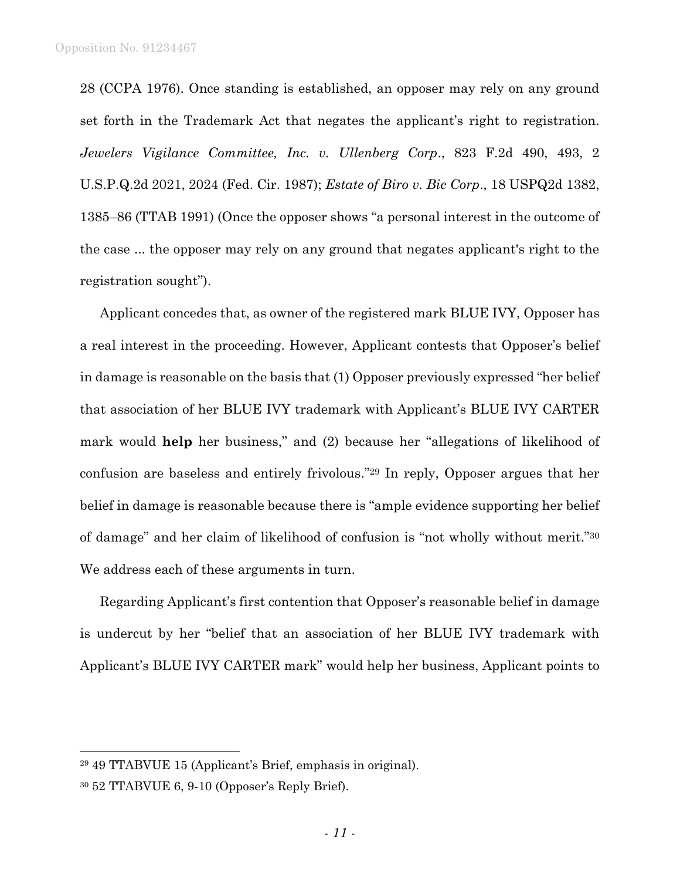28 (CCPA 1976). Once standing is established, an opposer may rely on any ground set forth in the Trademark Act that negates the applicant's right to registration. *Jewelers Vigilance Committee, Inc. v. Ullenberg Corp*., 823 F.2d 490, 493, 2 U.S.P.Q.2d 2021, 2024 (Fed. Cir. 1987); *Estate of Biro v. Bic Corp*., 18 USPQ2d 1382, 1385–86 (TTAB 1991) (Once the opposer shows "a personal interest in the outcome of the case ... the opposer may rely on any ground that negates applicant's right to the registration sought").

Applicant concedes that, as owner of the registered mark BLUE IVY, Opposer has a real interest in the proceeding. However, Applicant contests that Opposer's belief in damage is reasonable on the basis that (1) Opposer previously expressed "her belief that association of her BLUE IVY trademark with Applicant's BLUE IVY CARTER mark would **help** her business," and (2) because her "allegations of likelihood of confusion are baseless and entirely frivolous."[29] In reply, Opposer argues that her belief in damage is reasonable because there is "ample evidence supporting her belief of damage" and her claim of likelihood of confusion is "not wholly without merit."[30] We address each of these arguments in turn.

Regarding Applicant's first contention that Opposer's reasonable belief in damage is undercut by her "belief that an association of her BLUE IVY trademark with Applicant's BLUE IVY CARTER mark" would help her business, Applicant points to

---

[29] 49 TTABVUE 15 (Applicant's Brief, emphasis in original).

[30] 52 TTABVUE 6, 9-10 (Opposer's Reply Brief).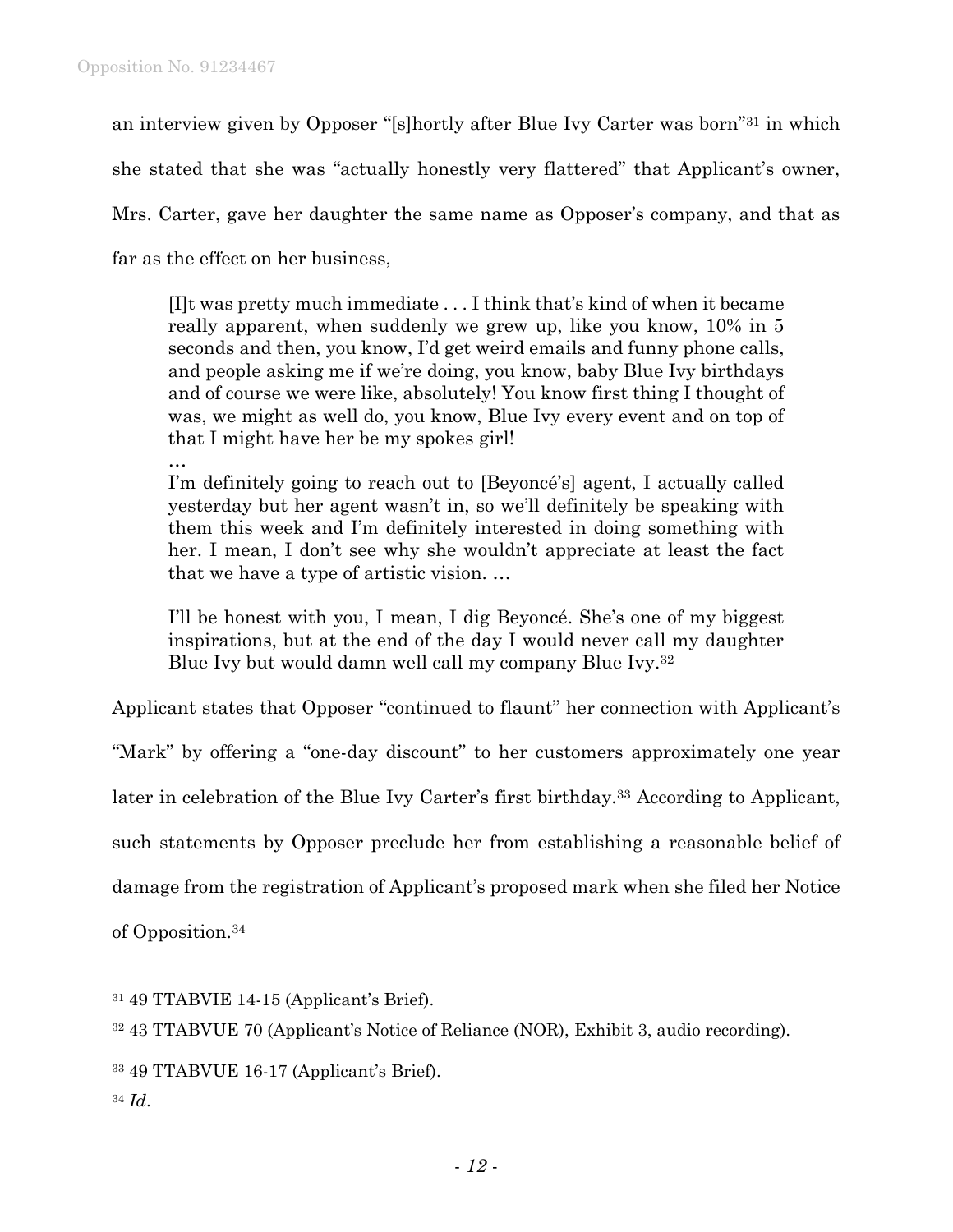an interview given by Opposer "[s]hortly after Blue Ivy Carter was born"[31] in which she stated that she was "actually honestly very flattered" that Applicant's owner, Mrs. Carter, gave her daughter the same name as Opposer's company, and that as far as the effect on her business,

> [I]t was pretty much immediate . . . I think that's kind of when it became really apparent, when suddenly we grew up, like you know, 10% in 5 seconds and then, you know, I'd get weird emails and funny phone calls, and people asking me if we're doing, you know, baby Blue Ivy birthdays and of course we were like, absolutely! You know first thing I thought of was, we might as well do, you know, Blue Ivy every event and on top of that I might have her be my spokes girl!
>
> …
>
> I'm definitely going to reach out to [Beyoncé's] agent, I actually called yesterday but her agent wasn't in, so we'll definitely be speaking with them this week and I'm definitely interested in doing something with her. I mean, I don't see why she wouldn't appreciate at least the fact that we have a type of artistic vision. …
>
> I'll be honest with you, I mean, I dig Beyoncé. She's one of my biggest inspirations, but at the end of the day I would never call my daughter Blue Ivy but would damn well call my company Blue Ivy.[32]

Applicant states that Opposer "continued to flaunt" her connection with Applicant's "Mark" by offering a "one-day discount" to her customers approximately one year later in celebration of the Blue Ivy Carter's first birthday.[33] According to Applicant, such statements by Opposer preclude her from establishing a reasonable belief of damage from the registration of Applicant's proposed mark when she filed her Notice of Opposition.[34]

---

[31] 49 TTABVIE 14-15 (Applicant's Brief).

[32] 43 TTABVUE 70 (Applicant's Notice of Reliance (NOR), Exhibit 3, audio recording).

[33] 49 TTABVUE 16-17 (Applicant's Brief).

[34] *Id*.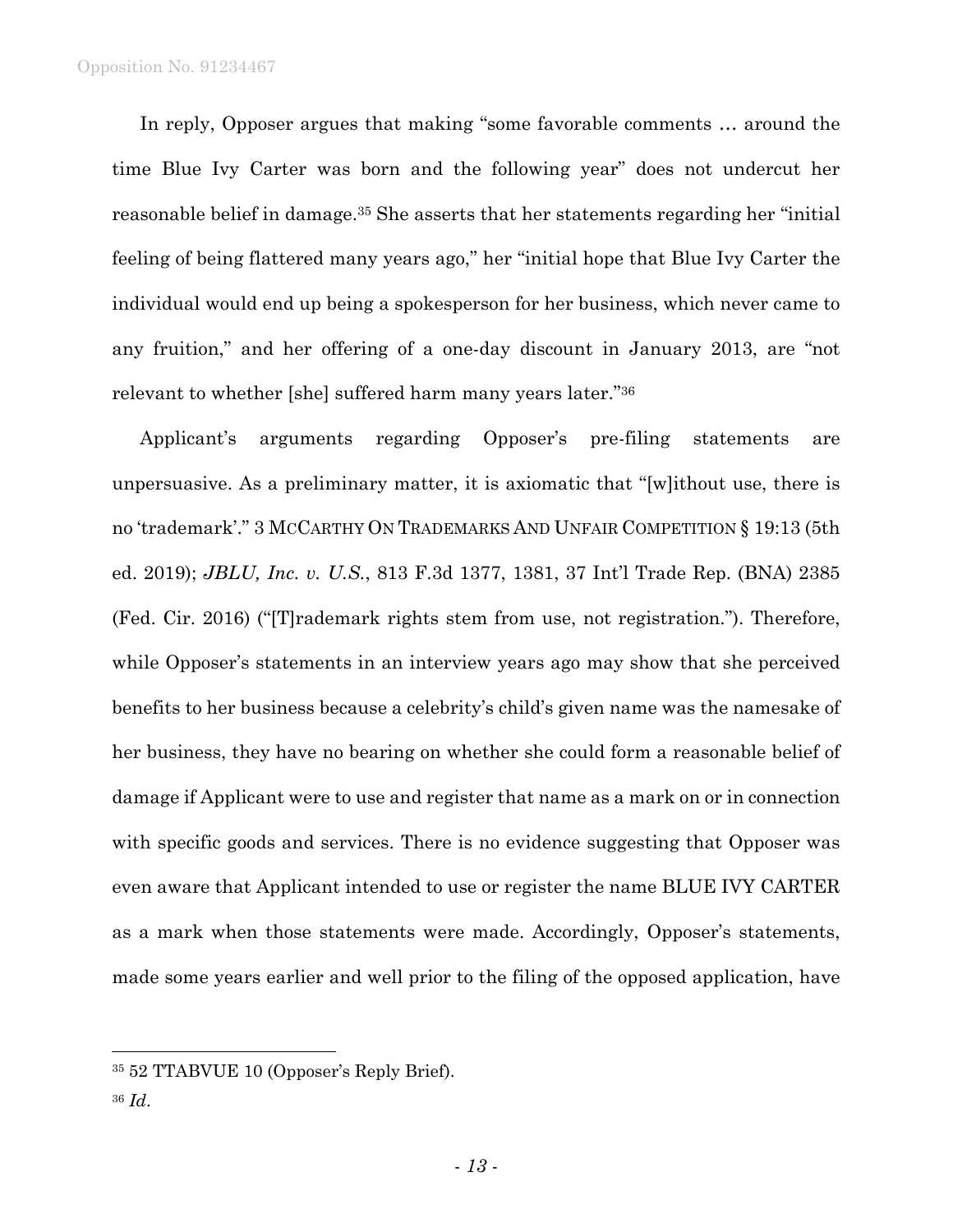In reply, Opposer argues that making "some favorable comments … around the time Blue Ivy Carter was born and the following year" does not undercut her reasonable belief in damage.[35] She asserts that her statements regarding her "initial feeling of being flattered many years ago," her "initial hope that Blue Ivy Carter the individual would end up being a spokesperson for her business, which never came to any fruition," and her offering of a one-day discount in January 2013, are "not relevant to whether [she] suffered harm many years later."[36]

Applicant's arguments regarding Opposer's pre-filing statements are unpersuasive. As a preliminary matter, it is axiomatic that "[w]ithout use, there is no 'trademark'." 3 MCCARTHY ON TRADEMARKS AND UNFAIR COMPETITION § 19:13 (5th ed. 2019); *JBLU, Inc. v. U.S.*, 813 F.3d 1377, 1381, 37 Int'l Trade Rep. (BNA) 2385 (Fed. Cir. 2016) ("[T]rademark rights stem from use, not registration."). Therefore, while Opposer's statements in an interview years ago may show that she perceived benefits to her business because a celebrity's child's given name was the namesake of her business, they have no bearing on whether she could form a reasonable belief of damage if Applicant were to use and register that name as a mark on or in connection with specific goods and services. There is no evidence suggesting that Opposer was even aware that Applicant intended to use or register the name BLUE IVY CARTER as a mark when those statements were made. Accordingly, Opposer's statements, made some years earlier and well prior to the filing of the opposed application, have

---

[35] 52 TTABVUE 10 (Opposer's Reply Brief).

[36] *Id*.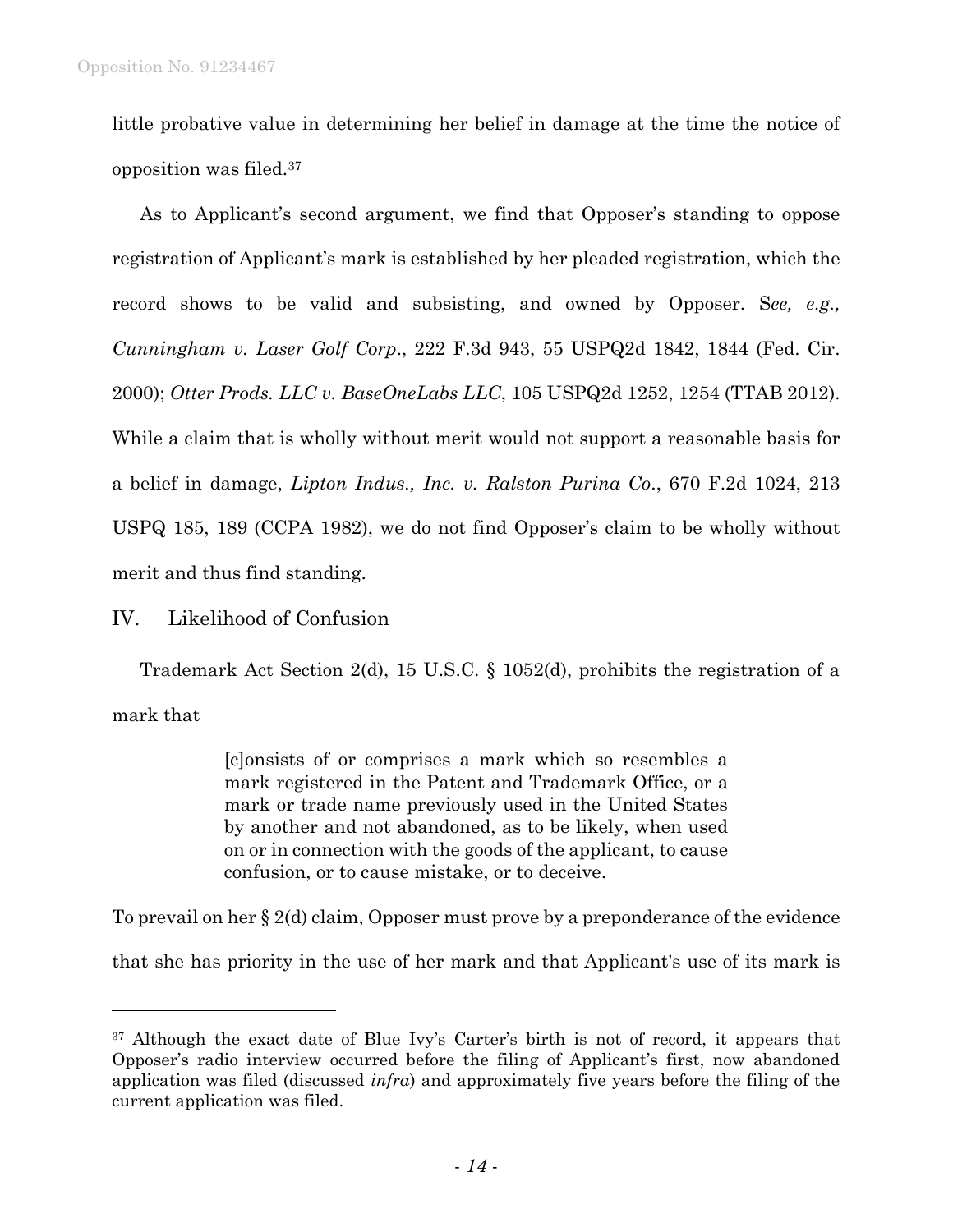little probative value in determining her belief in damage at the time the notice of opposition was filed.[37]

As to Applicant's second argument, we find that Opposer's standing to oppose registration of Applicant's mark is established by her pleaded registration, which the record shows to be valid and subsisting, and owned by Opposer. S*ee, e.g., Cunningham v. Laser Golf Corp*., 222 F.3d 943, 55 USPQ2d 1842, 1844 (Fed. Cir. 2000); *Otter Prods. LLC v. BaseOneLabs LLC*, 105 USPQ2d 1252, 1254 (TTAB 2012). While a claim that is wholly without merit would not support a reasonable basis for a belief in damage, *Lipton Indus., Inc. v. Ralston Purina Co*., 670 F.2d 1024, 213 USPQ 185, 189 (CCPA 1982), we do not find Opposer's claim to be wholly without merit and thus find standing.

## IV. Likelihood of Confusion

Trademark Act Section 2(d), 15 U.S.C. § 1052(d), prohibits the registration of a mark that

> [c]onsists of or comprises a mark which so resembles a mark registered in the Patent and Trademark Office, or a mark or trade name previously used in the United States by another and not abandoned, as to be likely, when used on or in connection with the goods of the applicant, to cause confusion, or to cause mistake, or to deceive.

To prevail on her § 2(d) claim, Opposer must prove by a preponderance of the evidence that she has priority in the use of her mark and that Applicant's use of its mark is

---

[37] Although the exact date of Blue Ivy's Carter's birth is not of record, it appears that Opposer's radio interview occurred before the filing of Applicant's first, now abandoned application was filed (discussed *infra*) and approximately five years before the filing of the current application was filed.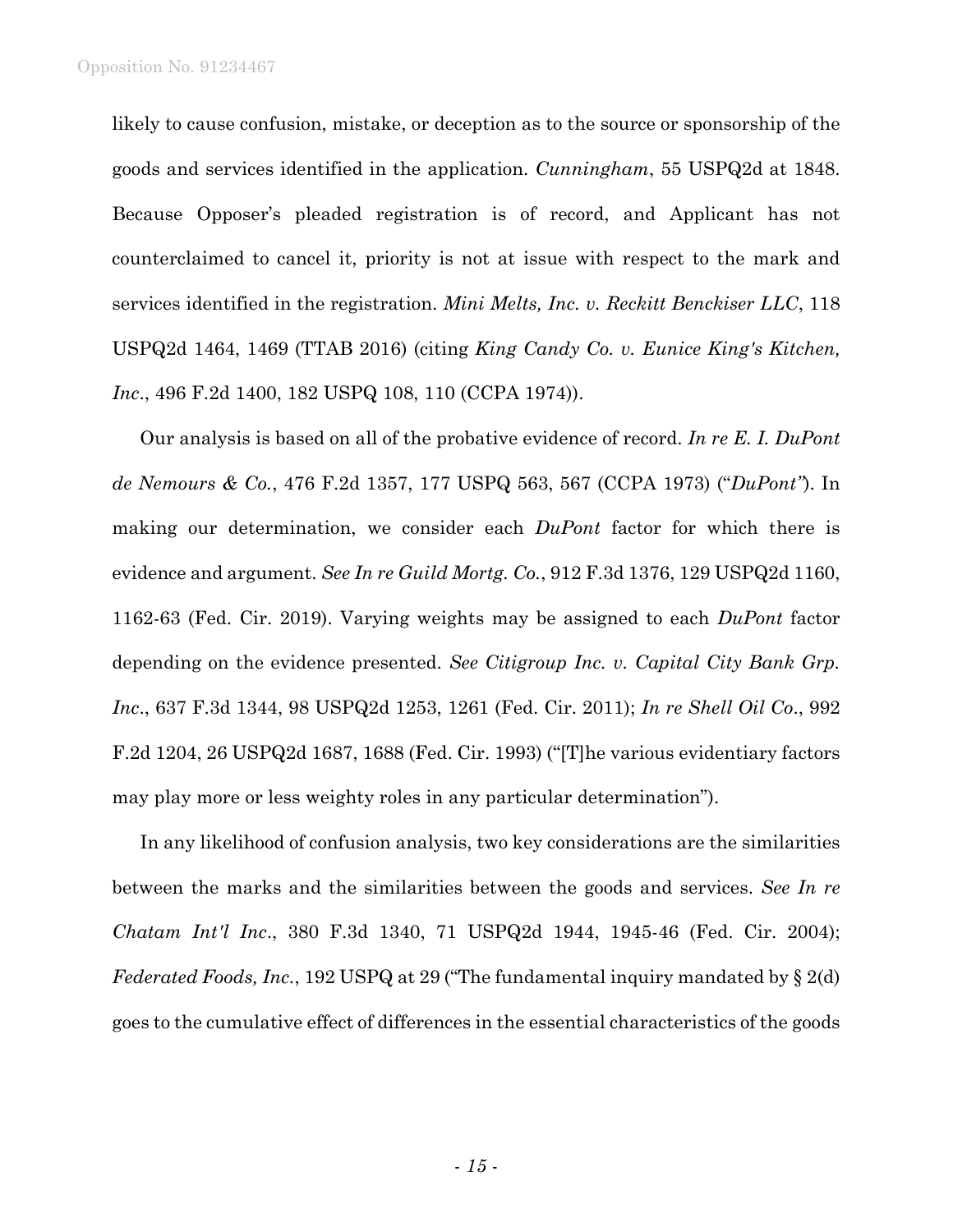likely to cause confusion, mistake, or deception as to the source or sponsorship of the goods and services identified in the application. *Cunningham*, 55 USPQ2d at 1848. Because Opposer's pleaded registration is of record, and Applicant has not counterclaimed to cancel it, priority is not at issue with respect to the mark and services identified in the registration. *Mini Melts, Inc. v. Reckitt Benckiser LLC*, 118 USPQ2d 1464, 1469 (TTAB 2016) (citing *King Candy Co. v. Eunice King's Kitchen, Inc*., 496 F.2d 1400, 182 USPQ 108, 110 (CCPA 1974)).

Our analysis is based on all of the probative evidence of record. *In re E. I. DuPont de Nemours & Co.*, 476 F.2d 1357, 177 USPQ 563, 567 (CCPA 1973) ("*DuPont*"). In making our determination, we consider each *DuPont* factor for which there is evidence and argument. *See In re Guild Mortg. Co.*, 912 F.3d 1376, 129 USPQ2d 1160, 1162-63 (Fed. Cir. 2019). Varying weights may be assigned to each *DuPont* factor depending on the evidence presented. *See Citigroup Inc. v. Capital City Bank Grp. Inc*., 637 F.3d 1344, 98 USPQ2d 1253, 1261 (Fed. Cir. 2011); *In re Shell Oil Co*., 992 F.2d 1204, 26 USPQ2d 1687, 1688 (Fed. Cir. 1993) ("[T]he various evidentiary factors may play more or less weighty roles in any particular determination").

In any likelihood of confusion analysis, two key considerations are the similarities between the marks and the similarities between the goods and services. *See In re Chatam Int'l Inc*., 380 F.3d 1340, 71 USPQ2d 1944, 1945-46 (Fed. Cir. 2004); *Federated Foods, Inc.*, 192 USPQ at 29 ("The fundamental inquiry mandated by § 2(d) goes to the cumulative effect of differences in the essential characteristics of the goods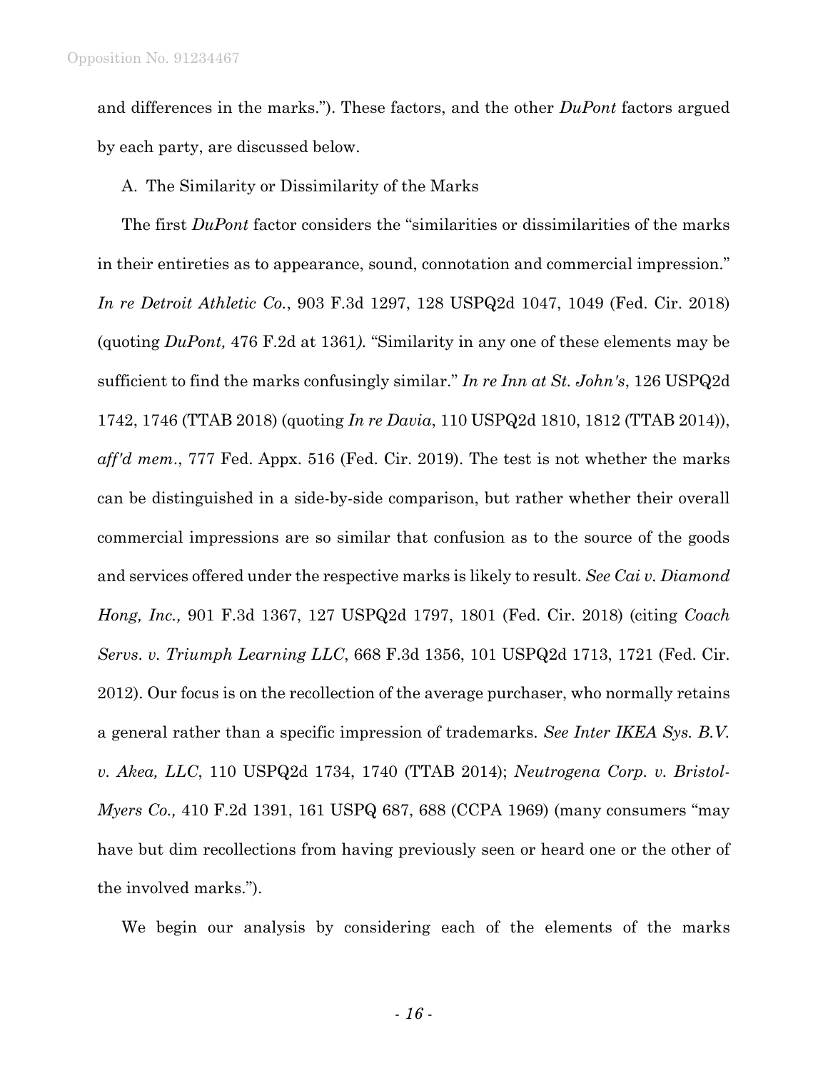and differences in the marks."). These factors, and the other *DuPont* factors argued by each party, are discussed below.

A. The Similarity or Dissimilarity of the Marks

The first *DuPont* factor considers the "similarities or dissimilarities of the marks in their entireties as to appearance, sound, connotation and commercial impression." *In re Detroit Athletic Co.*, 903 F.3d 1297, 128 USPQ2d 1047, 1049 (Fed. Cir. 2018) (quoting *DuPont,* 476 F.2d at 1361*).* "Similarity in any one of these elements may be sufficient to find the marks confusingly similar." *In re Inn at St. John's*, 126 USPQ2d 1742, 1746 (TTAB 2018) (quoting *In re Davia*, 110 USPQ2d 1810, 1812 (TTAB 2014)), *aff'd mem*., 777 Fed. Appx. 516 (Fed. Cir. 2019). The test is not whether the marks can be distinguished in a side-by-side comparison, but rather whether their overall commercial impressions are so similar that confusion as to the source of the goods and services offered under the respective marks is likely to result. *See Cai v. Diamond Hong, Inc.,* 901 F.3d 1367, 127 USPQ2d 1797, 1801 (Fed. Cir. 2018) (citing *Coach Servs. v. Triumph Learning LLC*, 668 F.3d 1356, 101 USPQ2d 1713, 1721 (Fed. Cir. 2012). Our focus is on the recollection of the average purchaser, who normally retains a general rather than a specific impression of trademarks. *See Inter IKEA Sys. B.V. v. Akea, LLC*, 110 USPQ2d 1734, 1740 (TTAB 2014); *Neutrogena Corp. v. Bristol-Myers Co.,* 410 F.2d 1391, 161 USPQ 687, 688 (CCPA 1969) (many consumers "may have but dim recollections from having previously seen or heard one or the other of the involved marks.").

We begin our analysis by considering each of the elements of the marks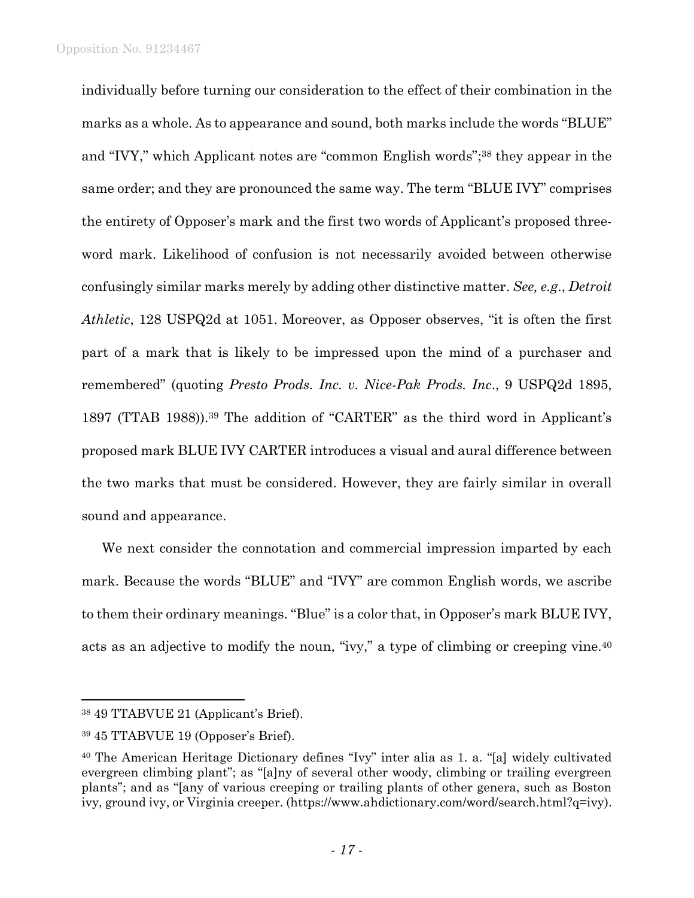individually before turning our consideration to the effect of their combination in the marks as a whole. As to appearance and sound, both marks include the words "BLUE" and "IVY," which Applicant notes are "common English words";[38] they appear in the same order; and they are pronounced the same way. The term "BLUE IVY" comprises the entirety of Opposer's mark and the first two words of Applicant's proposed three-word mark. Likelihood of confusion is not necessarily avoided between otherwise confusingly similar marks merely by adding other distinctive matter. *See, e.g.*, *Detroit Athletic*, 128 USPQ2d at 1051. Moreover, as Opposer observes, "it is often the first part of a mark that is likely to be impressed upon the mind of a purchaser and remembered" (quoting *Presto Prods. Inc. v. Nice-Pak Prods. Inc*., 9 USPQ2d 1895, 1897 (TTAB 1988)).[39] The addition of "CARTER" as the third word in Applicant's proposed mark BLUE IVY CARTER introduces a visual and aural difference between the two marks that must be considered. However, they are fairly similar in overall sound and appearance.

We next consider the connotation and commercial impression imparted by each mark. Because the words "BLUE" and "IVY" are common English words, we ascribe to them their ordinary meanings. "Blue" is a color that, in Opposer's mark BLUE IVY, acts as an adjective to modify the noun, "ivy," a type of climbing or creeping vine.[40]

---

[38] 49 TTABVUE 21 (Applicant's Brief).

[39] 45 TTABVUE 19 (Opposer's Brief).

[40] The American Heritage Dictionary defines "Ivy" inter alia as 1. a. "[a] widely cultivated evergreen climbing plant"; as "[a]ny of several other woody, climbing or trailing evergreen plants"; and as "[any of various creeping or trailing plants of other genera, such as Boston ivy, ground ivy, or Virginia creeper. (https://www.ahdictionary.com/word/search.html?q=ivy).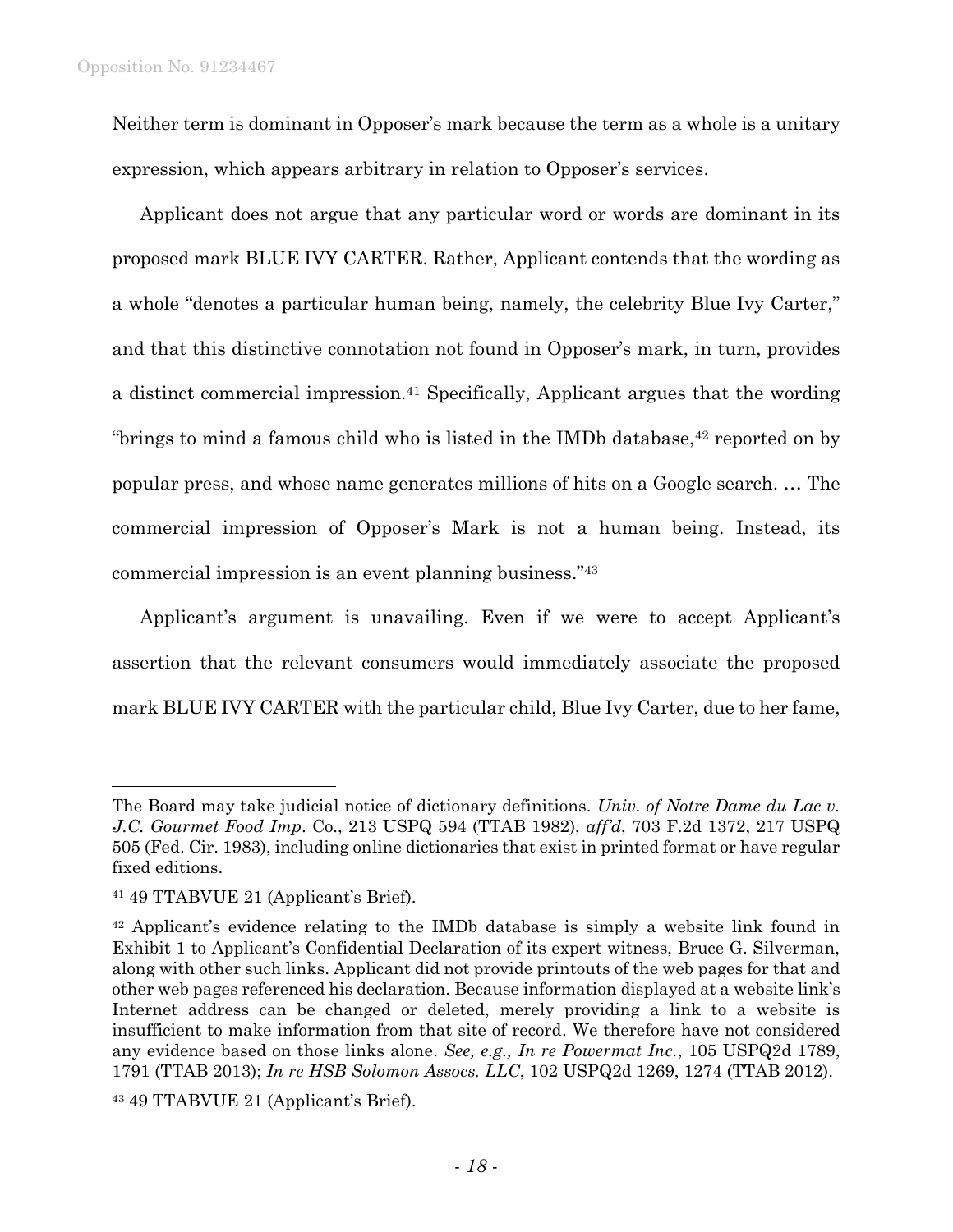Neither term is dominant in Opposer's mark because the term as a whole is a unitary expression, which appears arbitrary in relation to Opposer's services.

Applicant does not argue that any particular word or words are dominant in its proposed mark BLUE IVY CARTER. Rather, Applicant contends that the wording as a whole "denotes a particular human being, namely, the celebrity Blue Ivy Carter," and that this distinctive connotation not found in Opposer's mark, in turn, provides a distinct commercial impression.[41] Specifically, Applicant argues that the wording "brings to mind a famous child who is listed in the IMDb database,[42] reported on by popular press, and whose name generates millions of hits on a Google search. … The commercial impression of Opposer's Mark is not a human being. Instead, its commercial impression is an event planning business."[43]

Applicant's argument is unavailing. Even if we were to accept Applicant's assertion that the relevant consumers would immediately associate the proposed mark BLUE IVY CARTER with the particular child, Blue Ivy Carter, due to her fame,

---

The Board may take judicial notice of dictionary definitions. *Univ. of Notre Dame du Lac v. J.C. Gourmet Food Imp*. Co., 213 USPQ 594 (TTAB 1982), *aff'd*, 703 F.2d 1372, 217 USPQ 505 (Fed. Cir. 1983), including online dictionaries that exist in printed format or have regular fixed editions.

[41] 49 TTABVUE 21 (Applicant's Brief).

[42] Applicant's evidence relating to the IMDb database is simply a website link found in Exhibit 1 to Applicant's Confidential Declaration of its expert witness, Bruce G. Silverman, along with other such links. Applicant did not provide printouts of the web pages for that and other web pages referenced his declaration. Because information displayed at a website link's Internet address can be changed or deleted, merely providing a link to a website is insufficient to make information from that site of record. We therefore have not considered any evidence based on those links alone. *See, e.g., In re Powermat Inc.*, 105 USPQ2d 1789, 1791 (TTAB 2013); *In re HSB Solomon Assocs. LLC*, 102 USPQ2d 1269, 1274 (TTAB 2012).

[43] 49 TTABVUE 21 (Applicant's Brief).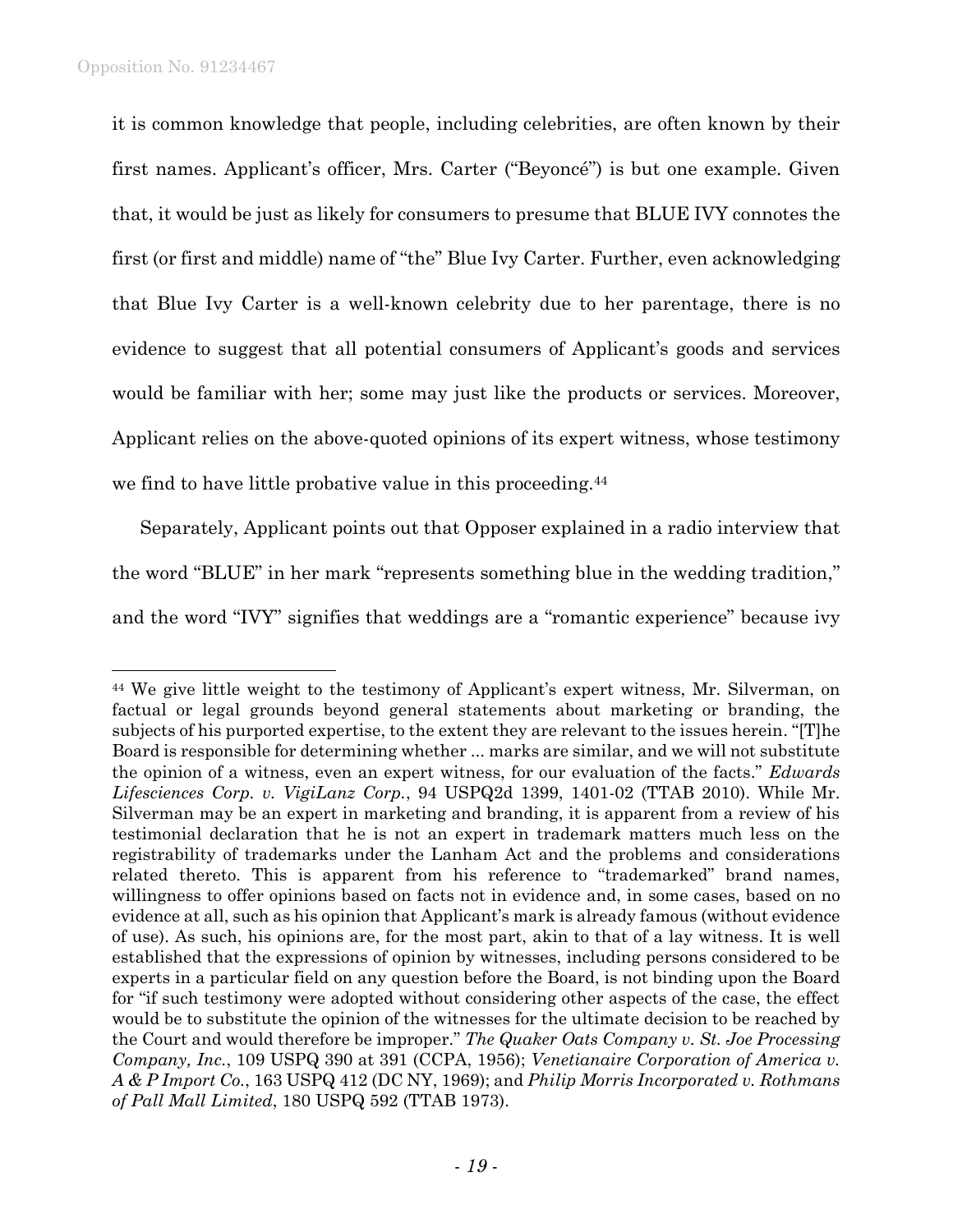it is common knowledge that people, including celebrities, are often known by their first names. Applicant's officer, Mrs. Carter ("Beyoncé") is but one example. Given that, it would be just as likely for consumers to presume that BLUE IVY connotes the first (or first and middle) name of "the" Blue Ivy Carter. Further, even acknowledging that Blue Ivy Carter is a well-known celebrity due to her parentage, there is no evidence to suggest that all potential consumers of Applicant's goods and services would be familiar with her; some may just like the products or services. Moreover, Applicant relies on the above-quoted opinions of its expert witness, whose testimony we find to have little probative value in this proceeding.[44]

Separately, Applicant points out that Opposer explained in a radio interview that the word "BLUE" in her mark "represents something blue in the wedding tradition," and the word "IVY" signifies that weddings are a "romantic experience" because ivy

---

[44] We give little weight to the testimony of Applicant's expert witness, Mr. Silverman, on factual or legal grounds beyond general statements about marketing or branding, the subjects of his purported expertise, to the extent they are relevant to the issues herein. "[T]he Board is responsible for determining whether ... marks are similar, and we will not substitute the opinion of a witness, even an expert witness, for our evaluation of the facts." *Edwards Lifesciences Corp. v. VigiLanz Corp.*, 94 USPQ2d 1399, 1401-02 (TTAB 2010). While Mr. Silverman may be an expert in marketing and branding, it is apparent from a review of his testimonial declaration that he is not an expert in trademark matters much less on the registrability of trademarks under the Lanham Act and the problems and considerations related thereto. This is apparent from his reference to "trademarked" brand names, willingness to offer opinions based on facts not in evidence and, in some cases, based on no evidence at all, such as his opinion that Applicant's mark is already famous (without evidence of use). As such, his opinions are, for the most part, akin to that of a lay witness. It is well established that the expressions of opinion by witnesses, including persons considered to be experts in a particular field on any question before the Board, is not binding upon the Board for "if such testimony were adopted without considering other aspects of the case, the effect would be to substitute the opinion of the witnesses for the ultimate decision to be reached by the Court and would therefore be improper." *The Quaker Oats Company v. St. Joe Processing Company, Inc.*, 109 USPQ 390 at 391 (CCPA, 1956); *Venetianaire Corporation of America v. A & P Import Co.*, 163 USPQ 412 (DC NY, 1969); and *Philip Morris Incorporated v. Rothmans of Pall Mall Limited*, 180 USPQ 592 (TTAB 1973).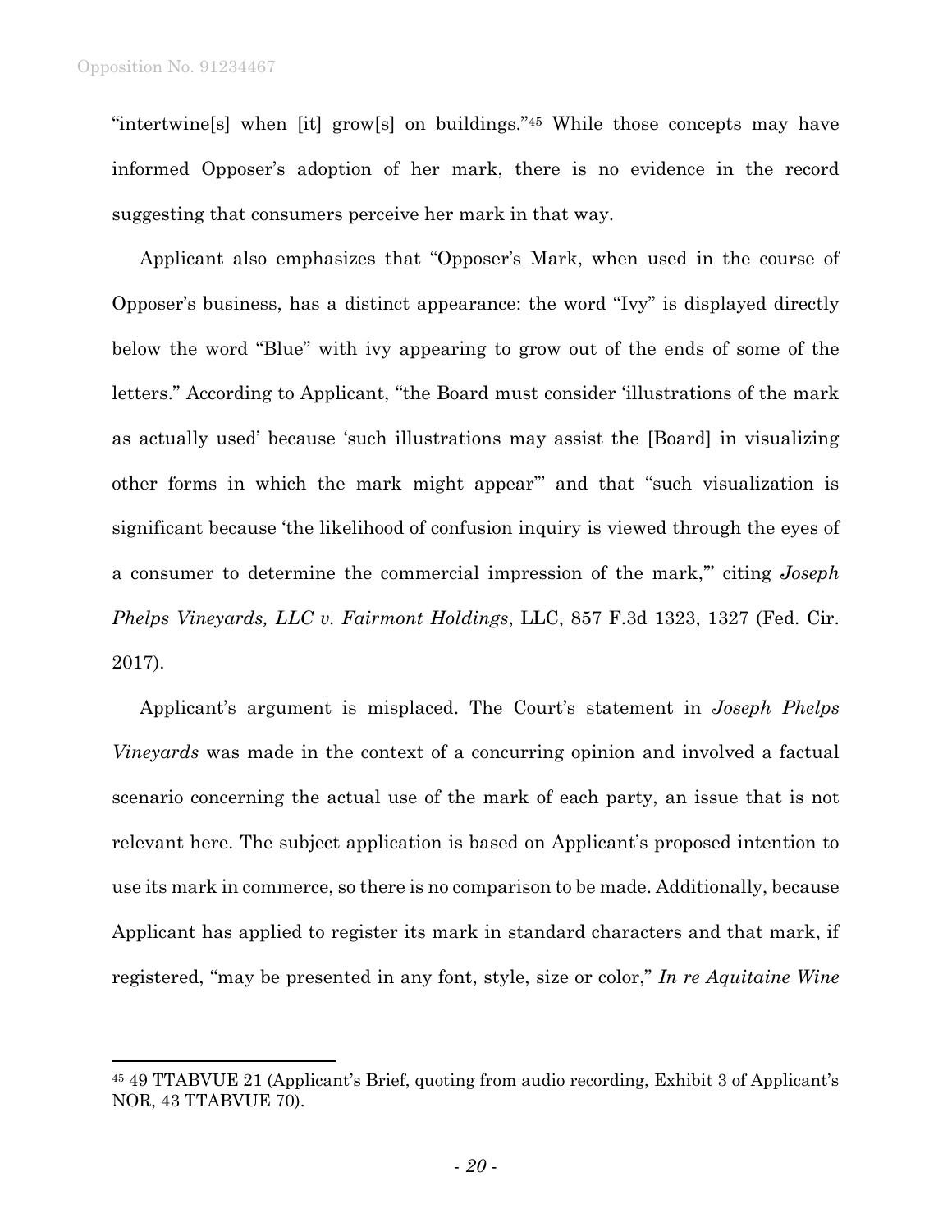"intertwine[s] when [it] grow[s] on buildings."[45] While those concepts may have informed Opposer's adoption of her mark, there is no evidence in the record suggesting that consumers perceive her mark in that way.

Applicant also emphasizes that "Opposer's Mark, when used in the course of Opposer's business, has a distinct appearance: the word "Ivy" is displayed directly below the word "Blue" with ivy appearing to grow out of the ends of some of the letters." According to Applicant, "the Board must consider 'illustrations of the mark as actually used' because 'such illustrations may assist the [Board] in visualizing other forms in which the mark might appear'" and that "such visualization is significant because 'the likelihood of confusion inquiry is viewed through the eyes of a consumer to determine the commercial impression of the mark,'" citing *Joseph Phelps Vineyards, LLC v. Fairmont Holdings*, LLC, 857 F.3d 1323, 1327 (Fed. Cir. 2017).

Applicant's argument is misplaced. The Court's statement in *Joseph Phelps Vineyards* was made in the context of a concurring opinion and involved a factual scenario concerning the actual use of the mark of each party, an issue that is not relevant here. The subject application is based on Applicant's proposed intention to use its mark in commerce, so there is no comparison to be made. Additionally, because Applicant has applied to register its mark in standard characters and that mark, if registered, "may be presented in any font, style, size or color," *In re Aquitaine Wine*

---

[45] 49 TTABVUE 21 (Applicant's Brief, quoting from audio recording, Exhibit 3 of Applicant's NOR, 43 TTABVUE 70).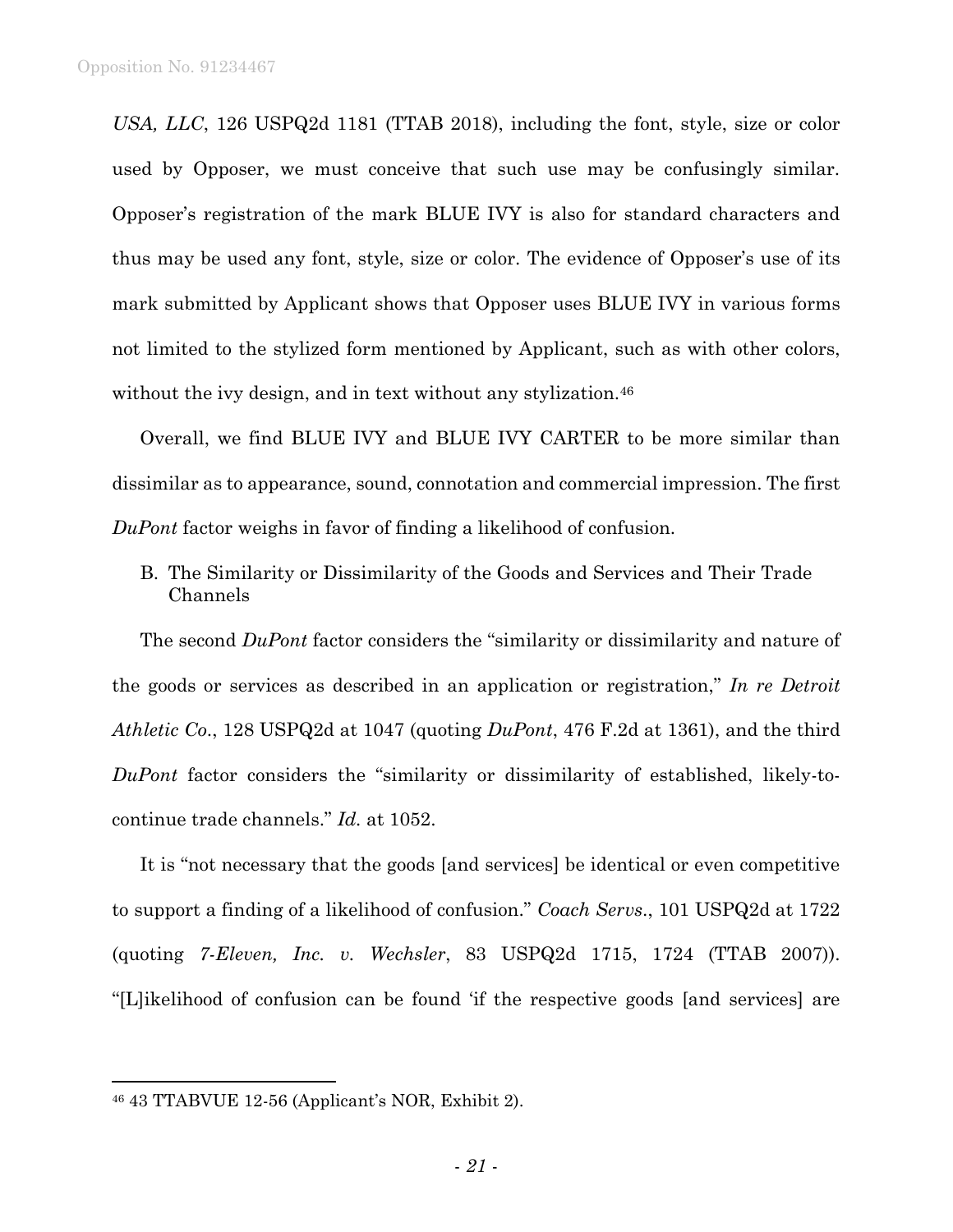*USA, LLC*, 126 USPQ2d 1181 (TTAB 2018), including the font, style, size or color used by Opposer, we must conceive that such use may be confusingly similar. Opposer's registration of the mark BLUE IVY is also for standard characters and thus may be used any font, style, size or color. The evidence of Opposer's use of its mark submitted by Applicant shows that Opposer uses BLUE IVY in various forms not limited to the stylized form mentioned by Applicant, such as with other colors, without the ivy design, and in text without any stylization.[46]

Overall, we find BLUE IVY and BLUE IVY CARTER to be more similar than dissimilar as to appearance, sound, connotation and commercial impression. The first *DuPont* factor weighs in favor of finding a likelihood of confusion.

B. The Similarity or Dissimilarity of the Goods and Services and Their Trade Channels

The second *DuPont* factor considers the "similarity or dissimilarity and nature of the goods or services as described in an application or registration," *In re Detroit Athletic Co.*, 128 USPQ2d at 1047 (quoting *DuPont*, 476 F.2d at 1361), and the third *DuPont* factor considers the "similarity or dissimilarity of established, likely-to-continue trade channels." *Id.* at 1052.

It is "not necessary that the goods [and services] be identical or even competitive to support a finding of a likelihood of confusion." *Coach Servs.*, 101 USPQ2d at 1722 (quoting *7-Eleven, Inc. v. Wechsler*, 83 USPQ2d 1715, 1724 (TTAB 2007)). "[L]ikelihood of confusion can be found 'if the respective goods [and services] are

---

[46] 43 TTABVUE 12-56 (Applicant's NOR, Exhibit 2).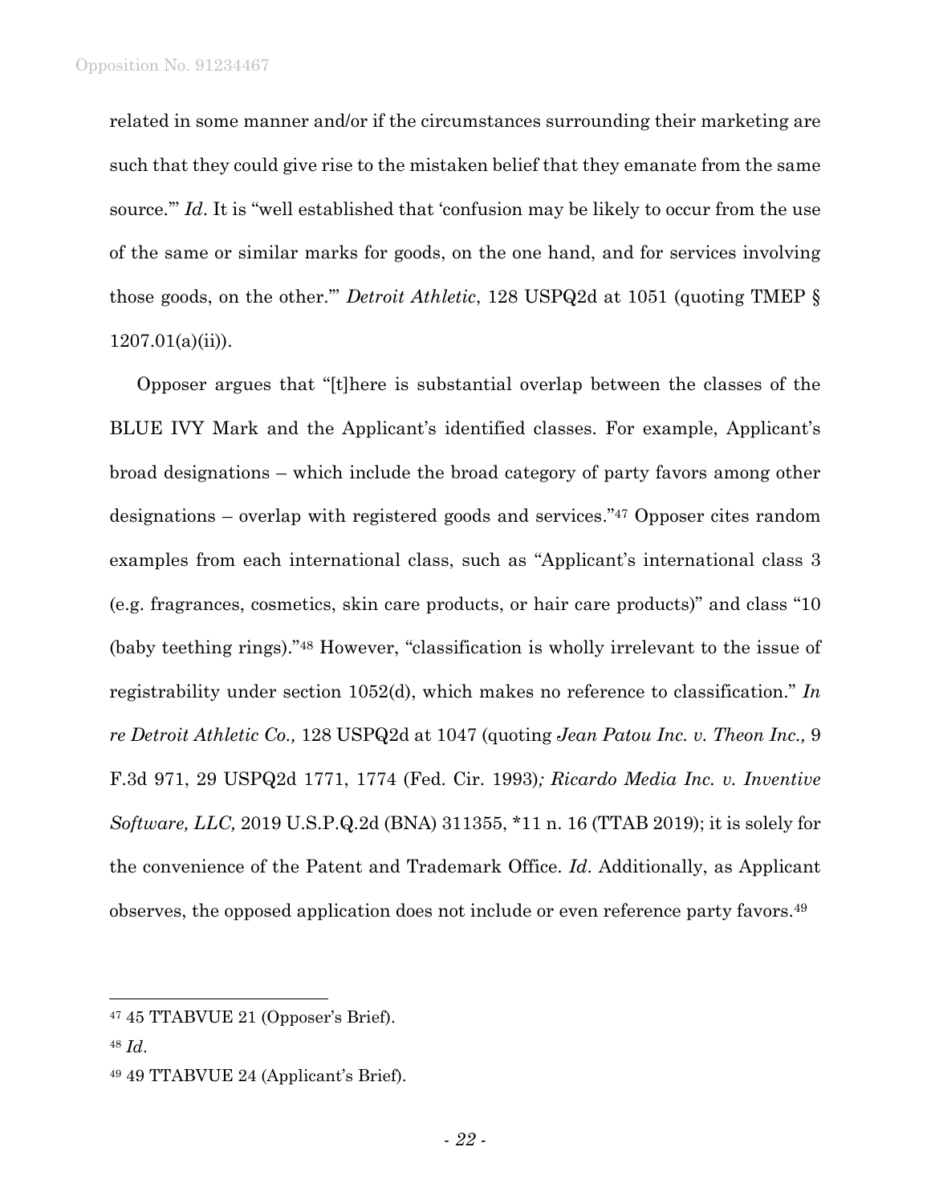related in some manner and/or if the circumstances surrounding their marketing are such that they could give rise to the mistaken belief that they emanate from the same source.'" *Id*. It is "well established that 'confusion may be likely to occur from the use of the same or similar marks for goods, on the one hand, and for services involving those goods, on the other.'" *Detroit Athletic*, 128 USPQ2d at 1051 (quoting TMEP § 1207.01(a)(ii)).

Opposer argues that "[t]here is substantial overlap between the classes of the BLUE IVY Mark and the Applicant's identified classes. For example, Applicant's broad designations – which include the broad category of party favors among other designations – overlap with registered goods and services."[47] Opposer cites random examples from each international class, such as "Applicant's international class 3 (e.g. fragrances, cosmetics, skin care products, or hair care products)" and class "10 (baby teething rings)."[48] However, "classification is wholly irrelevant to the issue of registrability under section 1052(d), which makes no reference to classification." *In re Detroit Athletic Co.,* 128 USPQ2d at 1047 (quoting *Jean Patou Inc. v. Theon Inc.,* 9 F.3d 971, 29 USPQ2d 1771, 1774 (Fed. Cir. 1993)*; Ricardo Media Inc. v. Inventive Software, LLC,* 2019 U.S.P.Q.2d (BNA) 311355, *11 n. 16 (TTAB 2019); it is solely for the convenience of the Patent and Trademark Office. *Id*. Additionally, as Applicant observes, the opposed application does not include or even reference party favors.[49]

---

[47] 45 TTABVUE 21 (Opposer's Brief).

[48] *Id*.

[49] 49 TTABVUE 24 (Applicant's Brief).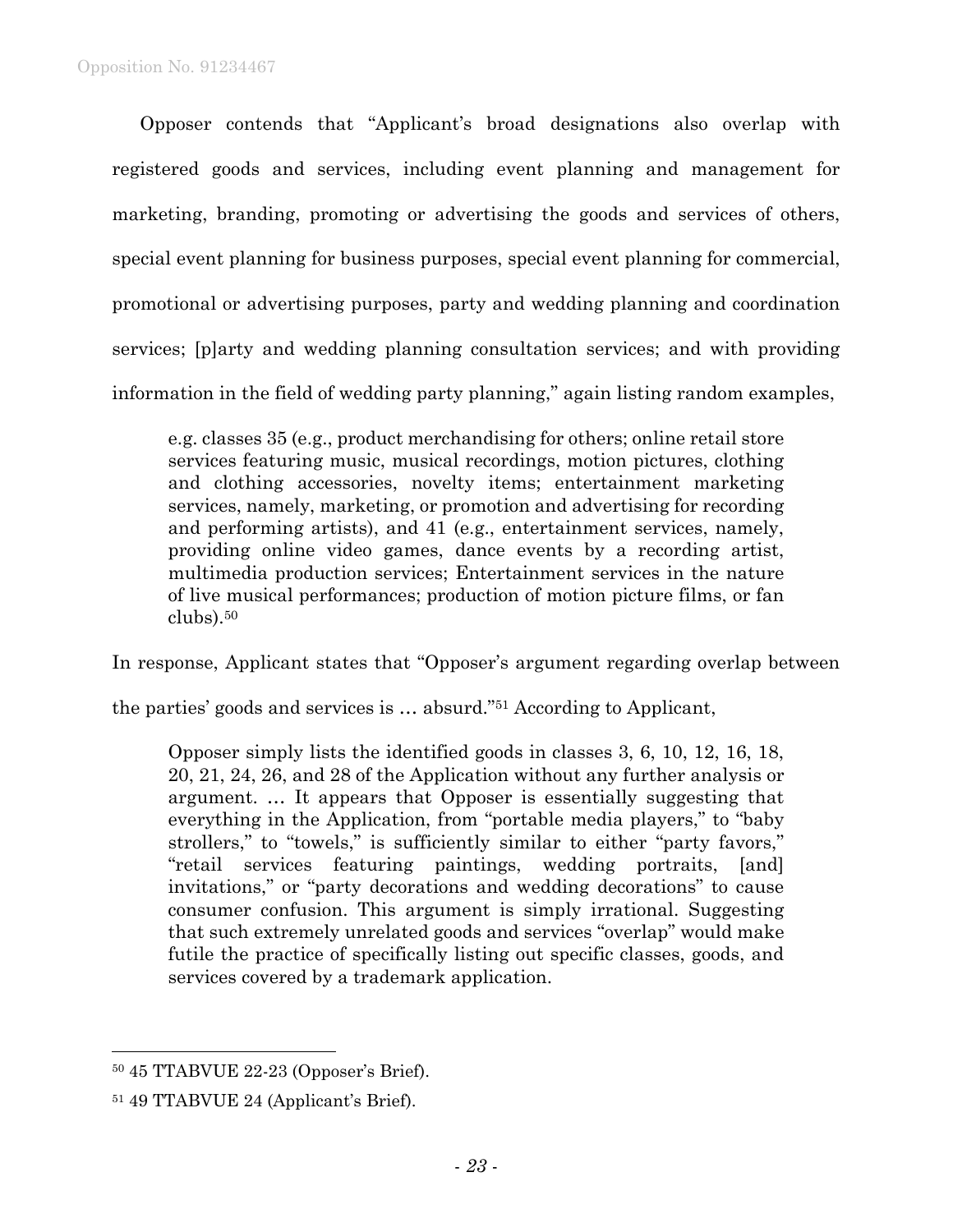Opposer contends that "Applicant's broad designations also overlap with registered goods and services, including event planning and management for marketing, branding, promoting or advertising the goods and services of others, special event planning for business purposes, special event planning for commercial, promotional or advertising purposes, party and wedding planning and coordination services; [p]arty and wedding planning consultation services; and with providing information in the field of wedding party planning," again listing random examples,

> e.g. classes 35 (e.g., product merchandising for others; online retail store services featuring music, musical recordings, motion pictures, clothing and clothing accessories, novelty items; entertainment marketing services, namely, marketing, or promotion and advertising for recording and performing artists), and 41 (e.g., entertainment services, namely, providing online video games, dance events by a recording artist, multimedia production services; Entertainment services in the nature of live musical performances; production of motion picture films, or fan clubs).[50]

In response, Applicant states that "Opposer's argument regarding overlap between the parties' goods and services is … absurd."[51] According to Applicant,

> Opposer simply lists the identified goods in classes 3, 6, 10, 12, 16, 18, 20, 21, 24, 26, and 28 of the Application without any further analysis or argument. … It appears that Opposer is essentially suggesting that everything in the Application, from "portable media players," to "baby strollers," to "towels," is sufficiently similar to either "party favors," "retail services featuring paintings, wedding portraits, [and] invitations," or "party decorations and wedding decorations" to cause consumer confusion. This argument is simply irrational. Suggesting that such extremely unrelated goods and services "overlap" would make futile the practice of specifically listing out specific classes, goods, and services covered by a trademark application.

---

[50] 45 TTABVUE 22-23 (Opposer's Brief).

[51] 49 TTABVUE 24 (Applicant's Brief).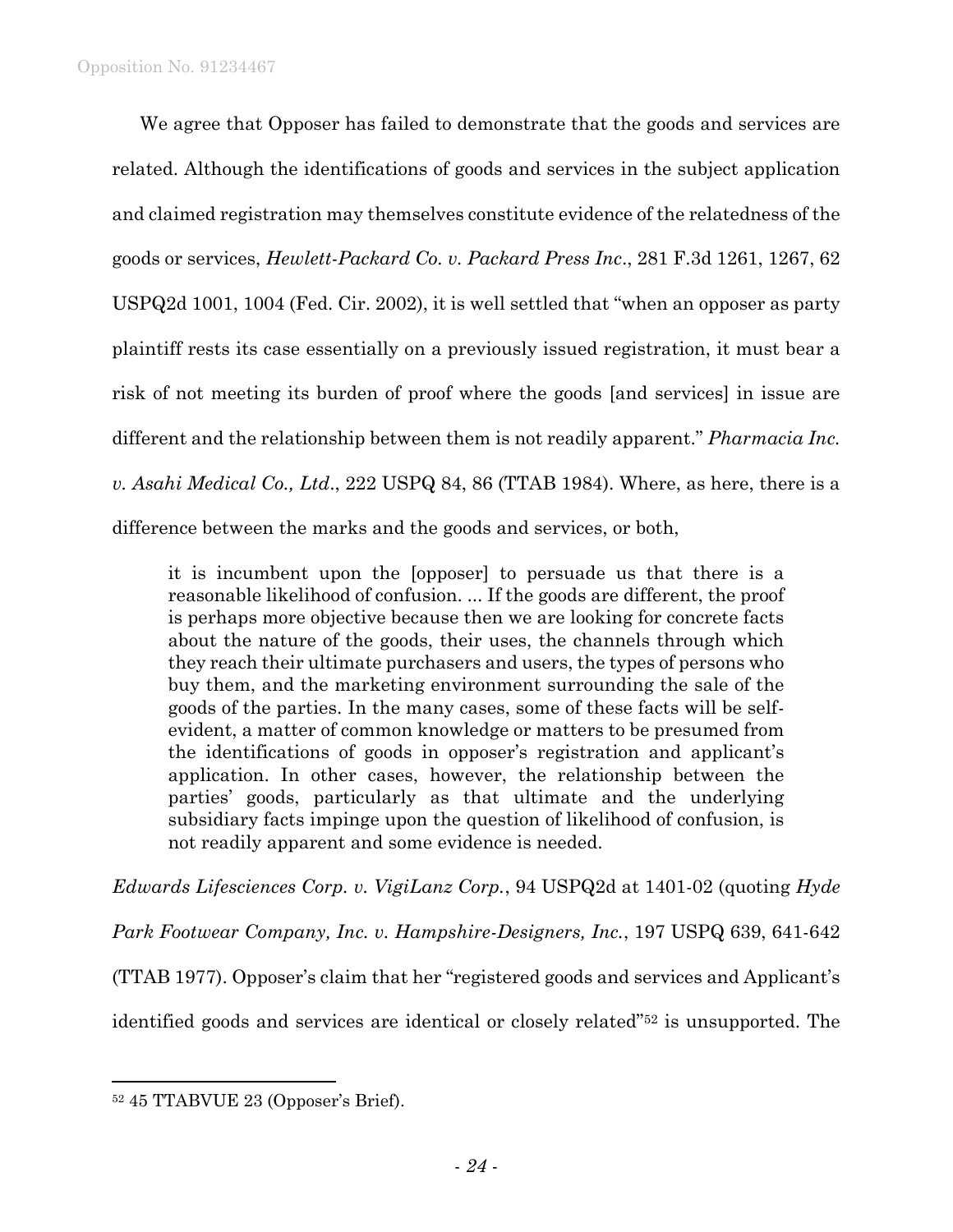We agree that Opposer has failed to demonstrate that the goods and services are related. Although the identifications of goods and services in the subject application and claimed registration may themselves constitute evidence of the relatedness of the goods or services, *Hewlett-Packard Co. v. Packard Press Inc.*, 281 F.3d 1261, 1267, 62 USPQ2d 1001, 1004 (Fed. Cir. 2002), it is well settled that "when an opposer as party plaintiff rests its case essentially on a previously issued registration, it must bear a risk of not meeting its burden of proof where the goods [and services] in issue are different and the relationship between them is not readily apparent." *Pharmacia Inc. v. Asahi Medical Co., Ltd.*, 222 USPQ 84, 86 (TTAB 1984). Where, as here, there is a difference between the marks and the goods and services, or both,

> it is incumbent upon the [opposer] to persuade us that there is a reasonable likelihood of confusion. ... If the goods are different, the proof is perhaps more objective because then we are looking for concrete facts about the nature of the goods, their uses, the channels through which they reach their ultimate purchasers and users, the types of persons who buy them, and the marketing environment surrounding the sale of the goods of the parties. In the many cases, some of these facts will be self-evident, a matter of common knowledge or matters to be presumed from the identifications of goods in opposer's registration and applicant's application. In other cases, however, the relationship between the parties' goods, particularly as that ultimate and the underlying subsidiary facts impinge upon the question of likelihood of confusion, is not readily apparent and some evidence is needed.

*Edwards Lifesciences Corp. v. VigiLanz Corp.*, 94 USPQ2d at 1401-02 (quoting *Hyde Park Footwear Company, Inc. v. Hampshire-Designers, Inc.*, 197 USPQ 639, 641-642 (TTAB 1977). Opposer's claim that her "registered goods and services and Applicant's identified goods and services are identical or closely related"[52] is unsupported. The

---

[52] 45 TTABVUE 23 (Opposer's Brief).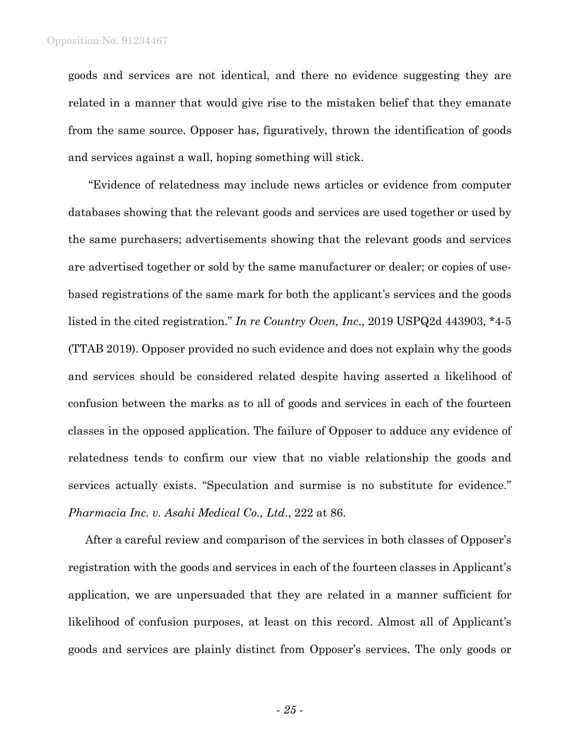goods and services are not identical, and there no evidence suggesting they are related in a manner that would give rise to the mistaken belief that they emanate from the same source. Opposer has, figuratively, thrown the identification of goods and services against a wall, hoping something will stick.

"Evidence of relatedness may include news articles or evidence from computer databases showing that the relevant goods and services are used together or used by the same purchasers; advertisements showing that the relevant goods and services are advertised together or sold by the same manufacturer or dealer; or copies of use-based registrations of the same mark for both the applicant's services and the goods listed in the cited registration." *In re Country Oven, Inc*., 2019 USPQ2d 443903, *4-5 (TTAB 2019). Opposer provided no such evidence and does not explain why the goods and services should be considered related despite having asserted a likelihood of confusion between the marks as to all of goods and services in each of the fourteen classes in the opposed application. The failure of Opposer to adduce any evidence of relatedness tends to confirm our view that no viable relationship the goods and services actually exists. "Speculation and surmise is no substitute for evidence." *Pharmacia Inc. v. Asahi Medical Co., Ltd*., 222 at 86.

After a careful review and comparison of the services in both classes of Opposer's registration with the goods and services in each of the fourteen classes in Applicant's application, we are unpersuaded that they are related in a manner sufficient for likelihood of confusion purposes, at least on this record. Almost all of Applicant's goods and services are plainly distinct from Opposer's services. The only goods or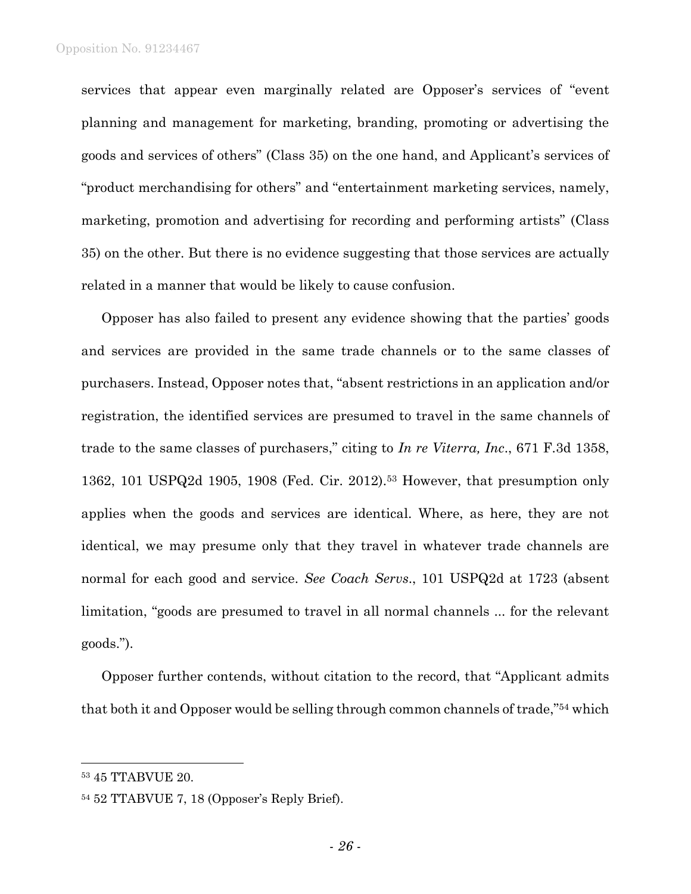services that appear even marginally related are Opposer's services of "event planning and management for marketing, branding, promoting or advertising the goods and services of others" (Class 35) on the one hand, and Applicant's services of "product merchandising for others" and "entertainment marketing services, namely, marketing, promotion and advertising for recording and performing artists" (Class 35) on the other. But there is no evidence suggesting that those services are actually related in a manner that would be likely to cause confusion.

Opposer has also failed to present any evidence showing that the parties' goods and services are provided in the same trade channels or to the same classes of purchasers. Instead, Opposer notes that, "absent restrictions in an application and/or registration, the identified services are presumed to travel in the same channels of trade to the same classes of purchasers," citing to *In re Viterra, Inc*., 671 F.3d 1358, 1362, 101 USPQ2d 1905, 1908 (Fed. Cir. 2012).[53] However, that presumption only applies when the goods and services are identical. Where, as here, they are not identical, we may presume only that they travel in whatever trade channels are normal for each good and service. *See Coach Servs*., 101 USPQ2d at 1723 (absent limitation, "goods are presumed to travel in all normal channels ... for the relevant goods.").

Opposer further contends, without citation to the record, that "Applicant admits that both it and Opposer would be selling through common channels of trade,"[54] which

---

[53] 45 TTABVUE 20.

[54] 52 TTABVUE 7, 18 (Opposer's Reply Brief).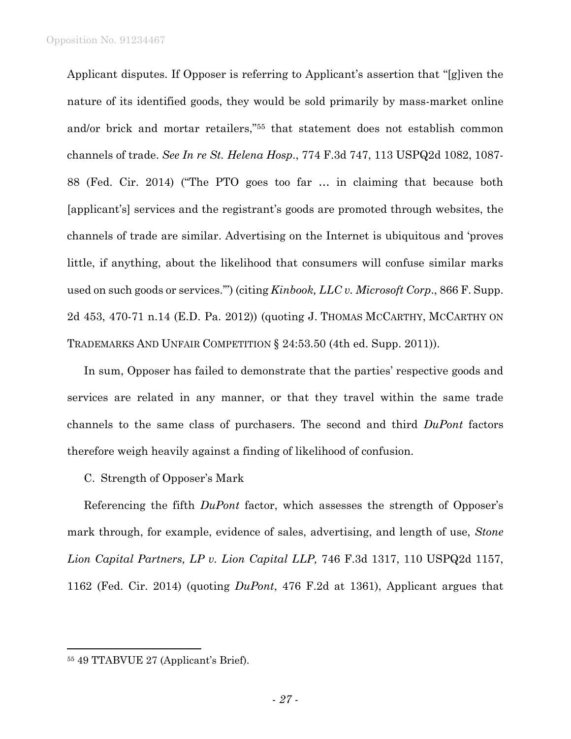Applicant disputes. If Opposer is referring to Applicant's assertion that "[g]iven the nature of its identified goods, they would be sold primarily by mass-market online and/or brick and mortar retailers,"[55] that statement does not establish common channels of trade. *See In re St. Helena Hosp*., 774 F.3d 747, 113 USPQ2d 1082, 1087-88 (Fed. Cir. 2014) ("The PTO goes too far … in claiming that because both [applicant's] services and the registrant's goods are promoted through websites, the channels of trade are similar. Advertising on the Internet is ubiquitous and 'proves little, if anything, about the likelihood that consumers will confuse similar marks used on such goods or services.'") (citing *Kinbook, LLC v. Microsoft Corp*., 866 F. Supp. 2d 453, 470-71 n.14 (E.D. Pa. 2012)) (quoting J. THOMAS MCCARTHY, MCCARTHY ON TRADEMARKS AND UNFAIR COMPETITION § 24:53.50 (4th ed. Supp. 2011)).

In sum, Opposer has failed to demonstrate that the parties' respective goods and services are related in any manner, or that they travel within the same trade channels to the same class of purchasers. The second and third *DuPont* factors therefore weigh heavily against a finding of likelihood of confusion.

C. Strength of Opposer's Mark

Referencing the fifth *DuPont* factor, which assesses the strength of Opposer's mark through, for example, evidence of sales, advertising, and length of use, *Stone Lion Capital Partners, LP v. Lion Capital LLP,* 746 F.3d 1317, 110 USPQ2d 1157, 1162 (Fed. Cir. 2014) (quoting *DuPont*, 476 F.2d at 1361), Applicant argues that

---

[55] 49 TTABVUE 27 (Applicant's Brief).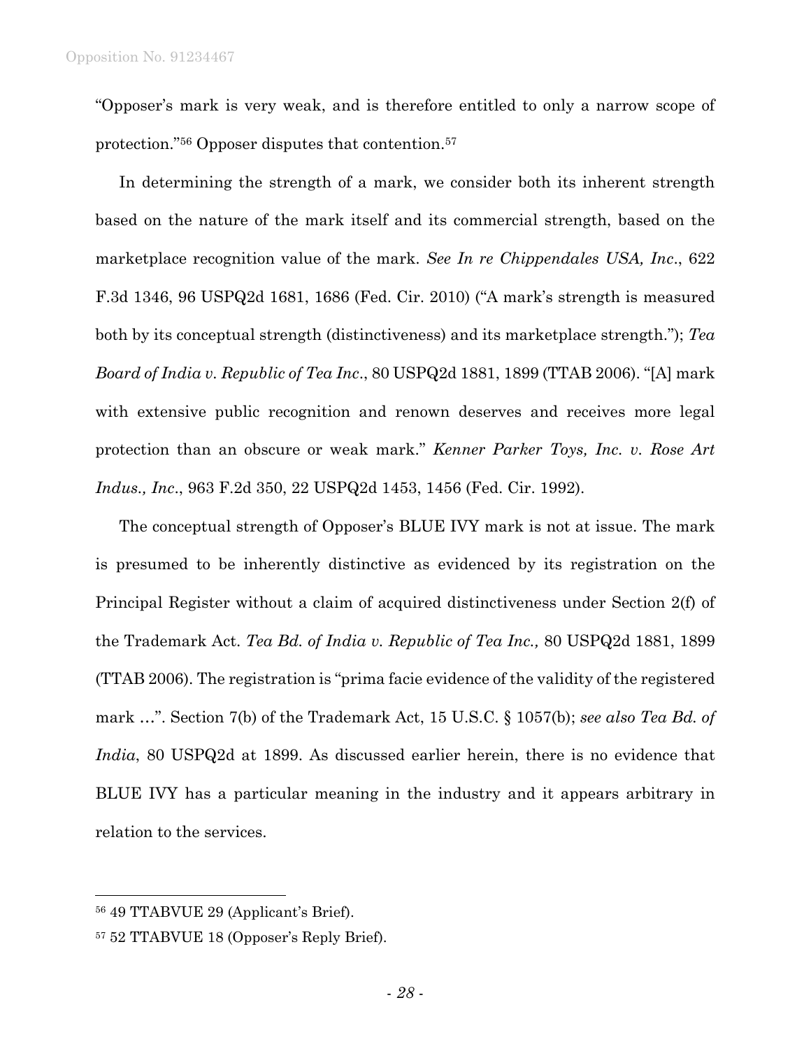"Opposer's mark is very weak, and is therefore entitled to only a narrow scope of protection."[56] Opposer disputes that contention.[57]

In determining the strength of a mark, we consider both its inherent strength based on the nature of the mark itself and its commercial strength, based on the marketplace recognition value of the mark. *See In re Chippendales USA, Inc*., 622 F.3d 1346, 96 USPQ2d 1681, 1686 (Fed. Cir. 2010) ("A mark's strength is measured both by its conceptual strength (distinctiveness) and its marketplace strength."); *Tea Board of India v. Republic of Tea Inc*., 80 USPQ2d 1881, 1899 (TTAB 2006). "[A] mark with extensive public recognition and renown deserves and receives more legal protection than an obscure or weak mark." *Kenner Parker Toys, Inc. v. Rose Art Indus., Inc*., 963 F.2d 350, 22 USPQ2d 1453, 1456 (Fed. Cir. 1992).

The conceptual strength of Opposer's BLUE IVY mark is not at issue. The mark is presumed to be inherently distinctive as evidenced by its registration on the Principal Register without a claim of acquired distinctiveness under Section 2(f) of the Trademark Act. *Tea Bd. of India v. Republic of Tea Inc.,* 80 USPQ2d 1881, 1899 (TTAB 2006). The registration is "prima facie evidence of the validity of the registered mark …". Section 7(b) of the Trademark Act, 15 U.S.C. § 1057(b); *see also Tea Bd. of India*, 80 USPQ2d at 1899. As discussed earlier herein, there is no evidence that BLUE IVY has a particular meaning in the industry and it appears arbitrary in relation to the services.

---

[56] 49 TTABVUE 29 (Applicant's Brief).

[57] 52 TTABVUE 18 (Opposer's Reply Brief).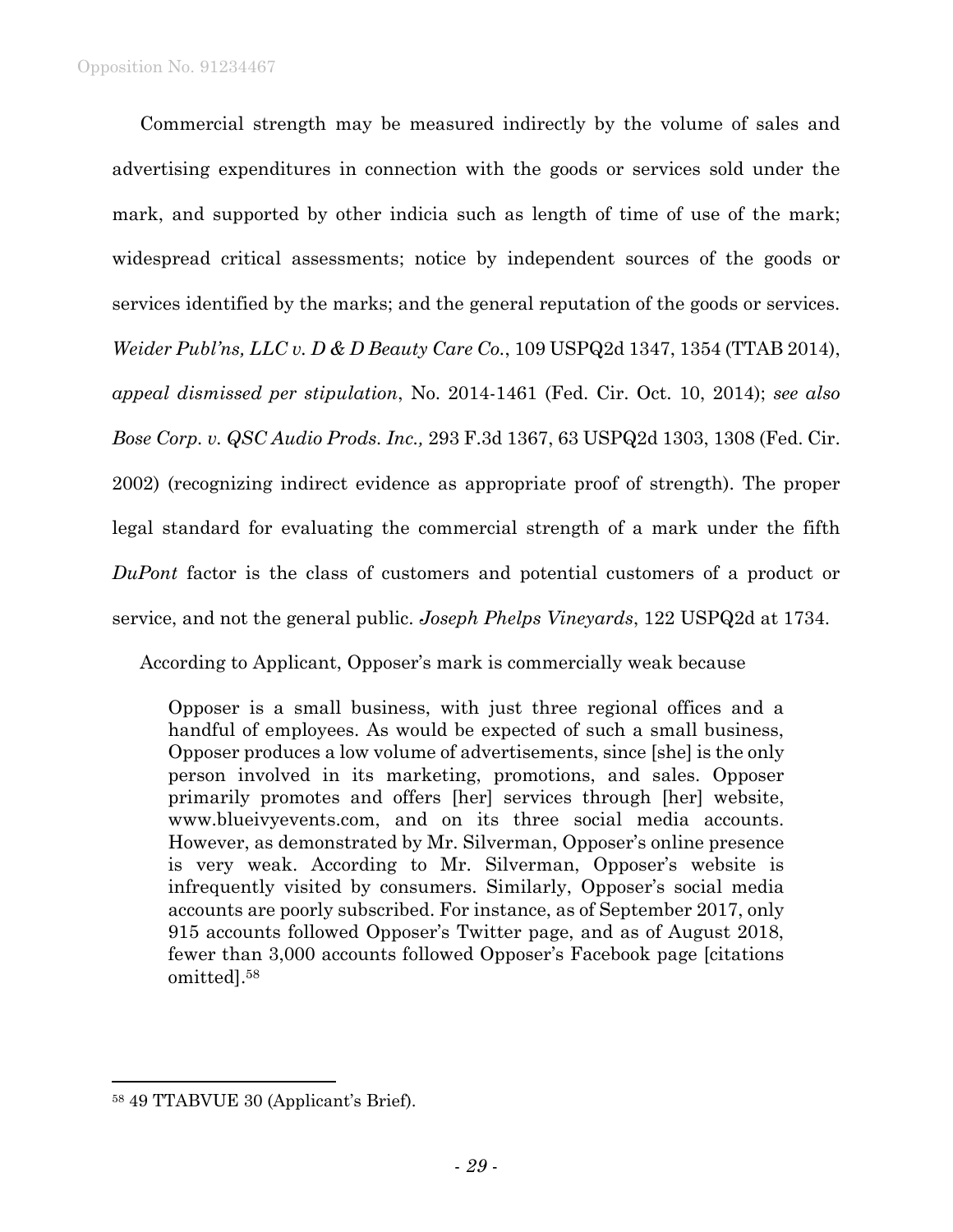Commercial strength may be measured indirectly by the volume of sales and advertising expenditures in connection with the goods or services sold under the mark, and supported by other indicia such as length of time of use of the mark; widespread critical assessments; notice by independent sources of the goods or services identified by the marks; and the general reputation of the goods or services. *Weider Publ'ns, LLC v. D & D Beauty Care Co.*, 109 USPQ2d 1347, 1354 (TTAB 2014), *appeal dismissed per stipulation*, No. 2014-1461 (Fed. Cir. Oct. 10, 2014); *see also Bose Corp. v. QSC Audio Prods. Inc.,* 293 F.3d 1367, 63 USPQ2d 1303, 1308 (Fed. Cir. 2002) (recognizing indirect evidence as appropriate proof of strength). The proper legal standard for evaluating the commercial strength of a mark under the fifth *DuPont* factor is the class of customers and potential customers of a product or service, and not the general public. *Joseph Phelps Vineyards*, 122 USPQ2d at 1734.

According to Applicant, Opposer's mark is commercially weak because

> Opposer is a small business, with just three regional offices and a handful of employees. As would be expected of such a small business, Opposer produces a low volume of advertisements, since [she] is the only person involved in its marketing, promotions, and sales. Opposer primarily promotes and offers [her] services through [her] website, www.blueivyevents.com, and on its three social media accounts. However, as demonstrated by Mr. Silverman, Opposer's online presence is very weak. According to Mr. Silverman, Opposer's website is infrequently visited by consumers. Similarly, Opposer's social media accounts are poorly subscribed. For instance, as of September 2017, only 915 accounts followed Opposer's Twitter page, and as of August 2018, fewer than 3,000 accounts followed Opposer's Facebook page [citations omitted].[58]

---

[58] 49 TTABVUE 30 (Applicant's Brief).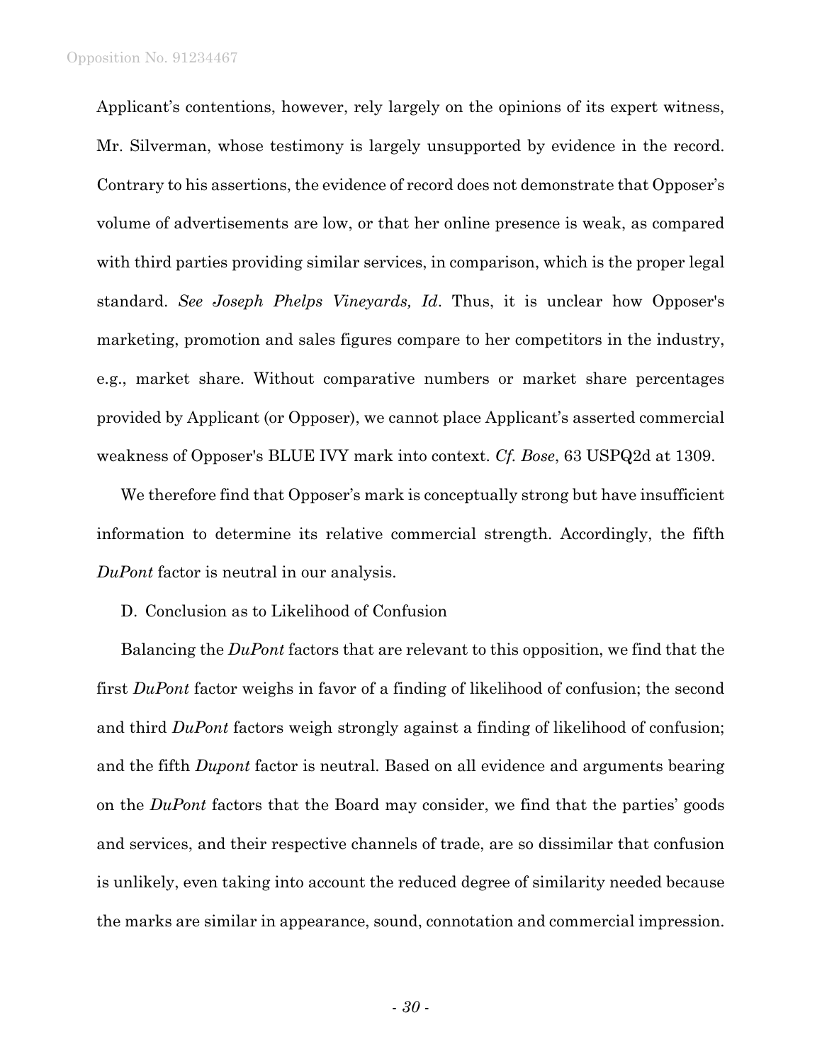Applicant's contentions, however, rely largely on the opinions of its expert witness, Mr. Silverman, whose testimony is largely unsupported by evidence in the record. Contrary to his assertions, the evidence of record does not demonstrate that Opposer's volume of advertisements are low, or that her online presence is weak, as compared with third parties providing similar services, in comparison, which is the proper legal standard. *See Joseph Phelps Vineyards, Id*. Thus, it is unclear how Opposer's marketing, promotion and sales figures compare to her competitors in the industry, e.g., market share. Without comparative numbers or market share percentages provided by Applicant (or Opposer), we cannot place Applicant's asserted commercial weakness of Opposer's BLUE IVY mark into context. *Cf. Bose*, 63 USPQ2d at 1309.

We therefore find that Opposer's mark is conceptually strong but have insufficient information to determine its relative commercial strength. Accordingly, the fifth *DuPont* factor is neutral in our analysis.

D. Conclusion as to Likelihood of Confusion

Balancing the *DuPont* factors that are relevant to this opposition, we find that the first *DuPont* factor weighs in favor of a finding of likelihood of confusion; the second and third *DuPont* factors weigh strongly against a finding of likelihood of confusion; and the fifth *Dupont* factor is neutral. Based on all evidence and arguments bearing on the *DuPont* factors that the Board may consider, we find that the parties' goods and services, and their respective channels of trade, are so dissimilar that confusion is unlikely, even taking into account the reduced degree of similarity needed because the marks are similar in appearance, sound, connotation and commercial impression.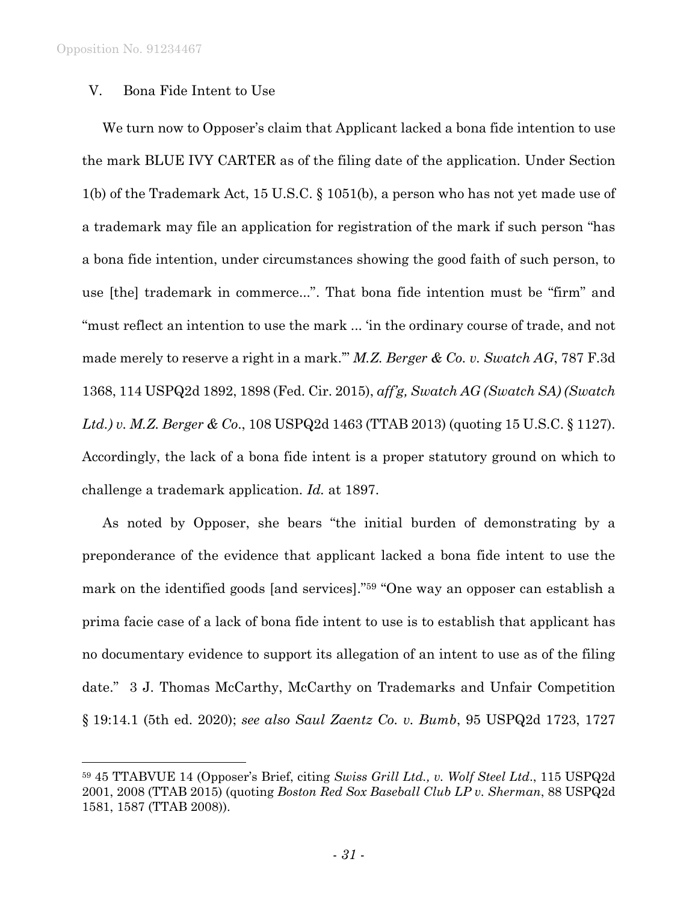## V. Bona Fide Intent to Use

We turn now to Opposer's claim that Applicant lacked a bona fide intention to use the mark BLUE IVY CARTER as of the filing date of the application. Under Section 1(b) of the Trademark Act, 15 U.S.C. § 1051(b), a person who has not yet made use of a trademark may file an application for registration of the mark if such person "has a bona fide intention, under circumstances showing the good faith of such person, to use [the] trademark in commerce...". That bona fide intention must be "firm" and "must reflect an intention to use the mark ... 'in the ordinary course of trade, and not made merely to reserve a right in a mark.'" *M.Z. Berger & Co. v. Swatch AG*, 787 F.3d 1368, 114 USPQ2d 1892, 1898 (Fed. Cir. 2015), *aff'g, Swatch AG (Swatch SA) (Swatch Ltd.) v. M.Z. Berger & Co.*, 108 USPQ2d 1463 (TTAB 2013) (quoting 15 U.S.C. § 1127). Accordingly, the lack of a bona fide intent is a proper statutory ground on which to challenge a trademark application. *Id.* at 1897.

As noted by Opposer, she bears "the initial burden of demonstrating by a preponderance of the evidence that applicant lacked a bona fide intent to use the mark on the identified goods [and services]."[59] "One way an opposer can establish a prima facie case of a lack of bona fide intent to use is to establish that applicant has no documentary evidence to support its allegation of an intent to use as of the filing date." 3 J. Thomas McCarthy, McCarthy on Trademarks and Unfair Competition § 19:14.1 (5th ed. 2020); *see also Saul Zaentz Co. v. Bumb*, 95 USPQ2d 1723, 1727

---

[59] 45 TTABVUE 14 (Opposer's Brief, citing *Swiss Grill Ltd., v. Wolf Steel Ltd*., 115 USPQ2d 2001, 2008 (TTAB 2015) (quoting *Boston Red Sox Baseball Club LP v. Sherman*, 88 USPQ2d 1581, 1587 (TTAB 2008)).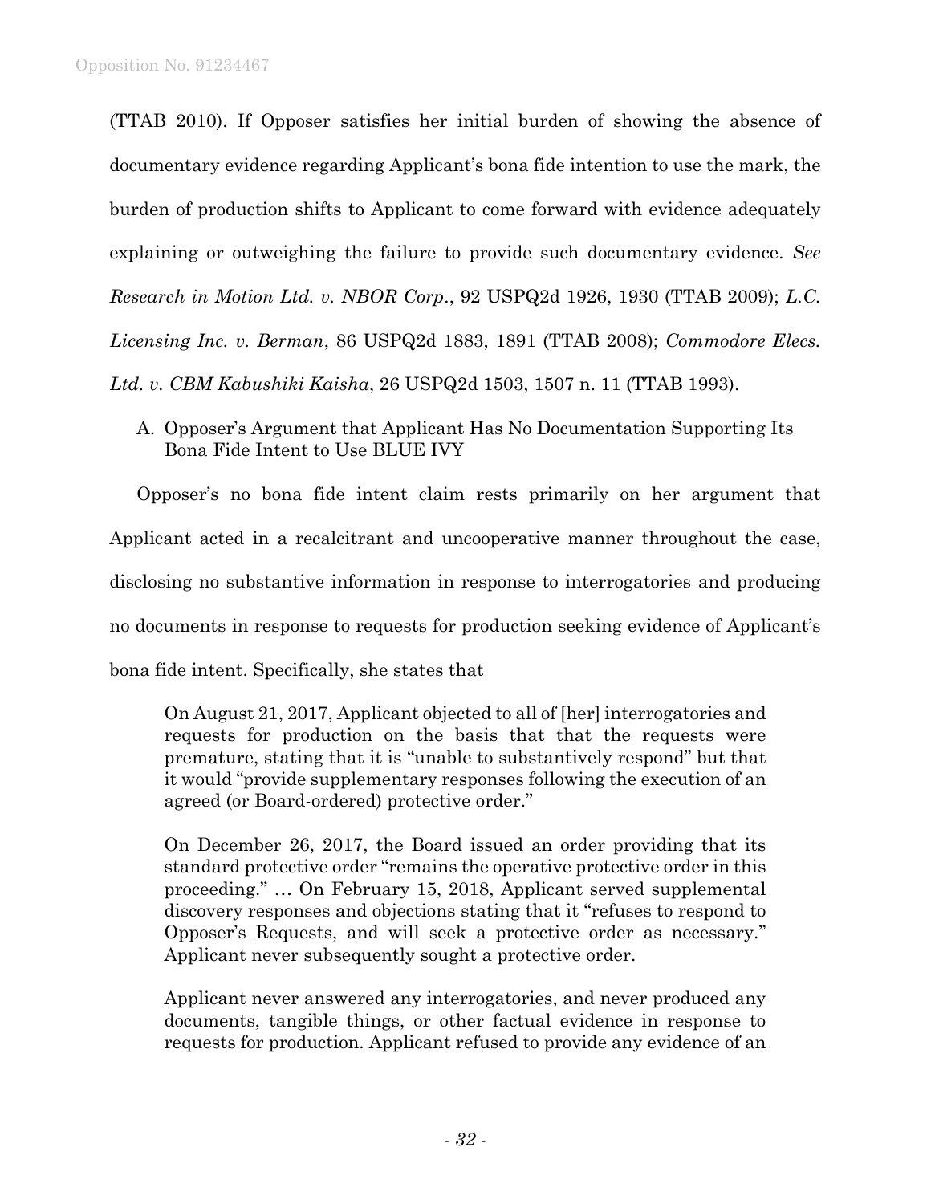(TTAB 2010). If Opposer satisfies her initial burden of showing the absence of documentary evidence regarding Applicant's bona fide intention to use the mark, the burden of production shifts to Applicant to come forward with evidence adequately explaining or outweighing the failure to provide such documentary evidence. *See Research in Motion Ltd. v. NBOR Corp*., 92 USPQ2d 1926, 1930 (TTAB 2009); *L.C. Licensing Inc. v. Berman*, 86 USPQ2d 1883, 1891 (TTAB 2008); *Commodore Elecs. Ltd. v. CBM Kabushiki Kaisha*, 26 USPQ2d 1503, 1507 n. 11 (TTAB 1993).

A. Opposer's Argument that Applicant Has No Documentation Supporting Its Bona Fide Intent to Use BLUE IVY

Opposer's no bona fide intent claim rests primarily on her argument that Applicant acted in a recalcitrant and uncooperative manner throughout the case, disclosing no substantive information in response to interrogatories and producing no documents in response to requests for production seeking evidence of Applicant's bona fide intent. Specifically, she states that

> On August 21, 2017, Applicant objected to all of [her] interrogatories and requests for production on the basis that that the requests were premature, stating that it is "unable to substantively respond" but that it would "provide supplementary responses following the execution of an agreed (or Board-ordered) protective order."
>
> On December 26, 2017, the Board issued an order providing that its standard protective order "remains the operative protective order in this proceeding." … On February 15, 2018, Applicant served supplemental discovery responses and objections stating that it "refuses to respond to Opposer's Requests, and will seek a protective order as necessary." Applicant never subsequently sought a protective order.
>
> Applicant never answered any interrogatories, and never produced any documents, tangible things, or other factual evidence in response to requests for production. Applicant refused to provide any evidence of an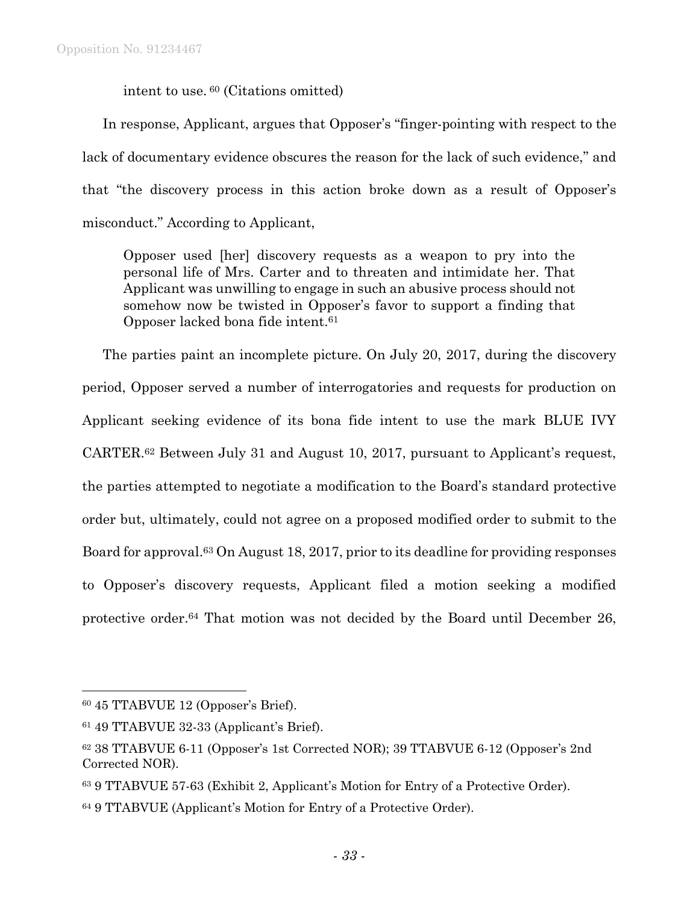intent to use. [60] (Citations omitted)

In response, Applicant, argues that Opposer's "finger-pointing with respect to the lack of documentary evidence obscures the reason for the lack of such evidence," and that "the discovery process in this action broke down as a result of Opposer's misconduct." According to Applicant,

> Opposer used [her] discovery requests as a weapon to pry into the personal life of Mrs. Carter and to threaten and intimidate her. That Applicant was unwilling to engage in such an abusive process should not somehow now be twisted in Opposer's favor to support a finding that Opposer lacked bona fide intent.[61]

The parties paint an incomplete picture. On July 20, 2017, during the discovery period, Opposer served a number of interrogatories and requests for production on Applicant seeking evidence of its bona fide intent to use the mark BLUE IVY CARTER.[62] Between July 31 and August 10, 2017, pursuant to Applicant's request, the parties attempted to negotiate a modification to the Board's standard protective order but, ultimately, could not agree on a proposed modified order to submit to the Board for approval.[63] On August 18, 2017, prior to its deadline for providing responses to Opposer's discovery requests, Applicant filed a motion seeking a modified protective order.[64] That motion was not decided by the Board until December 26,

---

[60] 45 TTABVUE 12 (Opposer's Brief).

[61] 49 TTABVUE 32-33 (Applicant's Brief).

[62] 38 TTABVUE 6-11 (Opposer's 1st Corrected NOR); 39 TTABVUE 6-12 (Opposer's 2nd Corrected NOR).

[63] 9 TTABVUE 57-63 (Exhibit 2, Applicant's Motion for Entry of a Protective Order).

[64] 9 TTABVUE (Applicant's Motion for Entry of a Protective Order).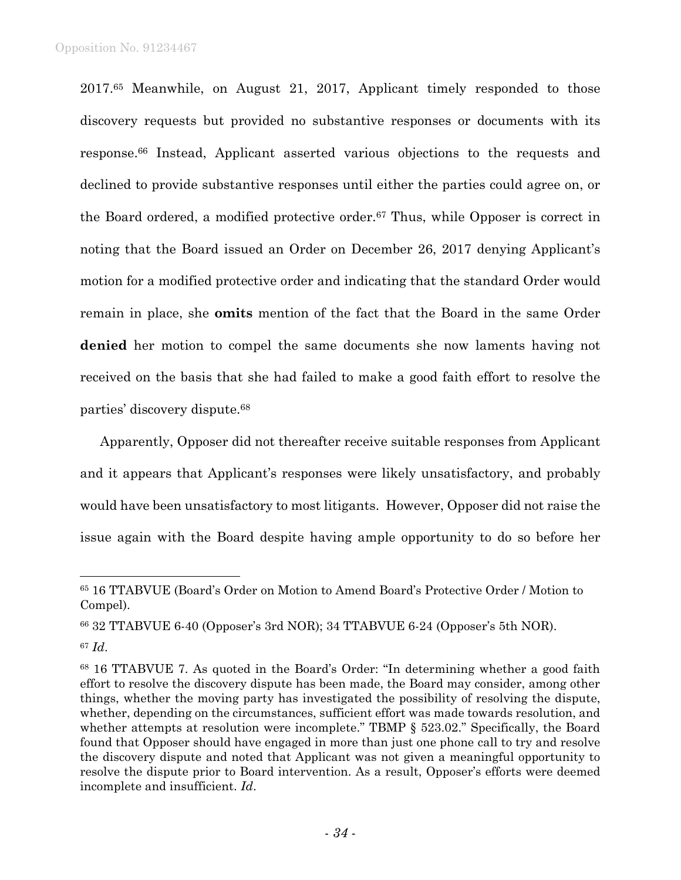2017.[65] Meanwhile, on August 21, 2017, Applicant timely responded to those discovery requests but provided no substantive responses or documents with its response.[66] Instead, Applicant asserted various objections to the requests and declined to provide substantive responses until either the parties could agree on, or the Board ordered, a modified protective order.[67] Thus, while Opposer is correct in noting that the Board issued an Order on December 26, 2017 denying Applicant's motion for a modified protective order and indicating that the standard Order would remain in place, she **omits** mention of the fact that the Board in the same Order **denied** her motion to compel the same documents she now laments having not received on the basis that she had failed to make a good faith effort to resolve the parties' discovery dispute.[68]

Apparently, Opposer did not thereafter receive suitable responses from Applicant and it appears that Applicant's responses were likely unsatisfactory, and probably would have been unsatisfactory to most litigants. However, Opposer did not raise the issue again with the Board despite having ample opportunity to do so before her

---

[65] 16 TTABVUE (Board's Order on Motion to Amend Board's Protective Order / Motion to Compel).

[66] 32 TTABVUE 6-40 (Opposer's 3rd NOR); 34 TTABVUE 6-24 (Opposer's 5th NOR).

[67] *Id*.

[68] 16 TTABVUE 7. As quoted in the Board's Order: "In determining whether a good faith effort to resolve the discovery dispute has been made, the Board may consider, among other things, whether the moving party has investigated the possibility of resolving the dispute, whether, depending on the circumstances, sufficient effort was made towards resolution, and whether attempts at resolution were incomplete." TBMP § 523.02." Specifically, the Board found that Opposer should have engaged in more than just one phone call to try and resolve the discovery dispute and noted that Applicant was not given a meaningful opportunity to resolve the dispute prior to Board intervention. As a result, Opposer's efforts were deemed incomplete and insufficient. *Id*.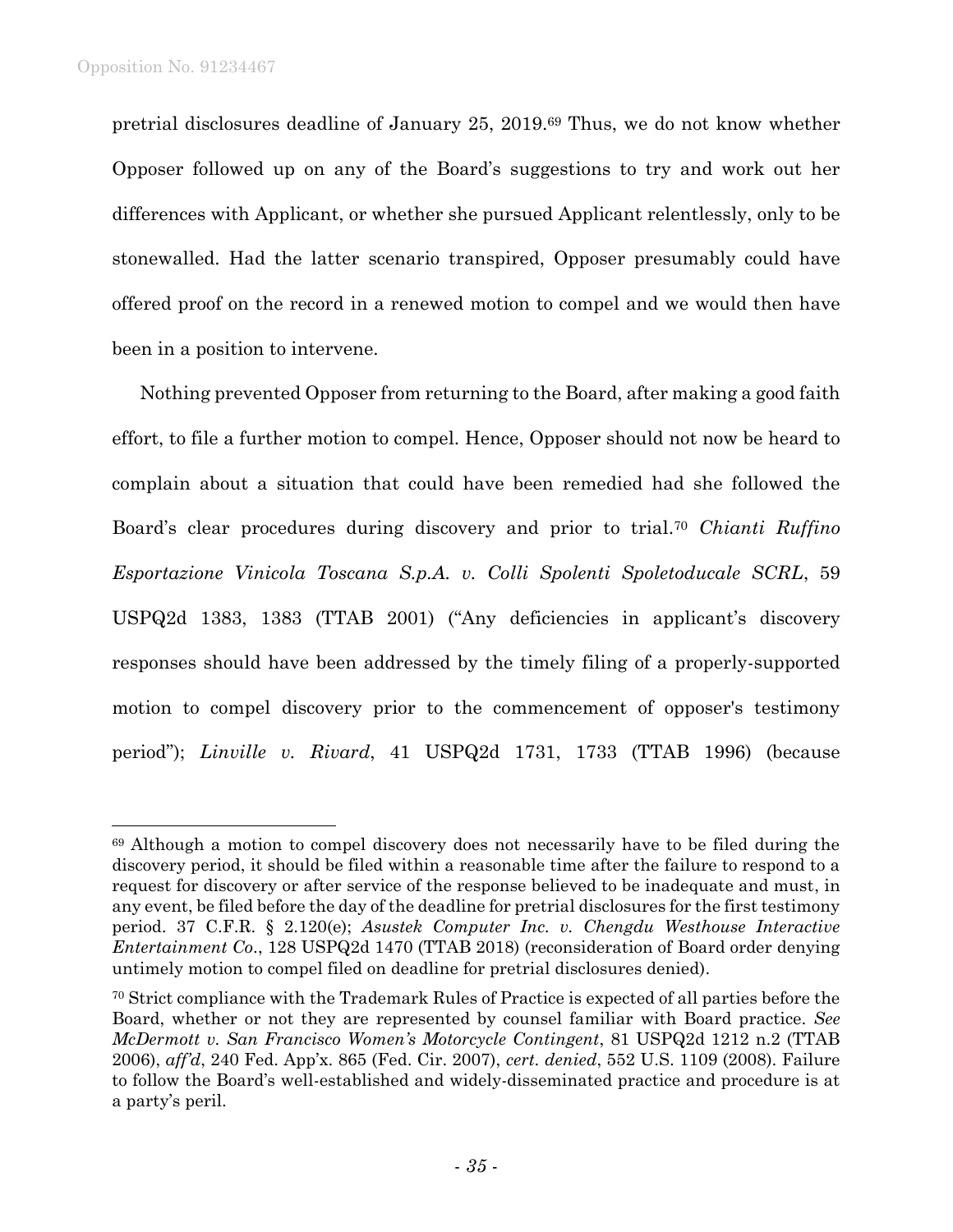pretrial disclosures deadline of January 25, 2019.[69] Thus, we do not know whether Opposer followed up on any of the Board's suggestions to try and work out her differences with Applicant, or whether she pursued Applicant relentlessly, only to be stonewalled. Had the latter scenario transpired, Opposer presumably could have offered proof on the record in a renewed motion to compel and we would then have been in a position to intervene.

Nothing prevented Opposer from returning to the Board, after making a good faith effort, to file a further motion to compel. Hence, Opposer should not now be heard to complain about a situation that could have been remedied had she followed the Board's clear procedures during discovery and prior to trial.[70] *Chianti Ruffino Esportazione Vinicola Toscana S.p.A. v. Colli Spolenti Spoletoducale SCRL*, 59 USPQ2d 1383, 1383 (TTAB 2001) ("Any deficiencies in applicant's discovery responses should have been addressed by the timely filing of a properly-supported motion to compel discovery prior to the commencement of opposer's testimony period"); *Linville v. Rivard*, 41 USPQ2d 1731, 1733 (TTAB 1996) (because

---

[69] Although a motion to compel discovery does not necessarily have to be filed during the discovery period, it should be filed within a reasonable time after the failure to respond to a request for discovery or after service of the response believed to be inadequate and must, in any event, be filed before the day of the deadline for pretrial disclosures for the first testimony period. 37 C.F.R. § 2.120(e); *Asustek Computer Inc. v. Chengdu Westhouse Interactive Entertainment Co.*, 128 USPQ2d 1470 (TTAB 2018) (reconsideration of Board order denying untimely motion to compel filed on deadline for pretrial disclosures denied).

[70] Strict compliance with the Trademark Rules of Practice is expected of all parties before the Board, whether or not they are represented by counsel familiar with Board practice. *See McDermott v. San Francisco Women's Motorcycle Contingent*, 81 USPQ2d 1212 n.2 (TTAB 2006), *aff'd*, 240 Fed. App'x. 865 (Fed. Cir. 2007), *cert. denied*, 552 U.S. 1109 (2008). Failure to follow the Board's well-established and widely-disseminated practice and procedure is at a party's peril.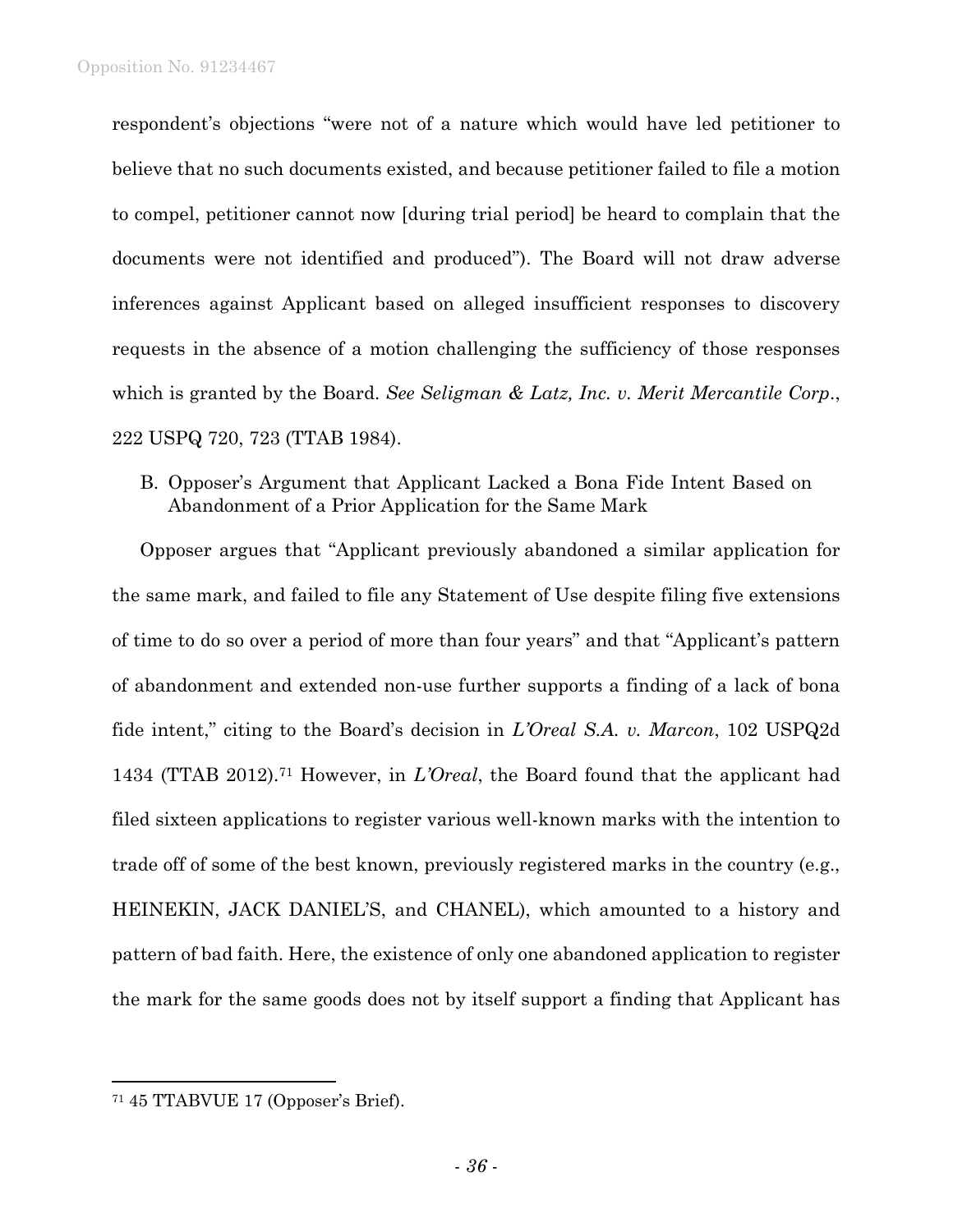respondent's objections "were not of a nature which would have led petitioner to believe that no such documents existed, and because petitioner failed to file a motion to compel, petitioner cannot now [during trial period] be heard to complain that the documents were not identified and produced"). The Board will not draw adverse inferences against Applicant based on alleged insufficient responses to discovery requests in the absence of a motion challenging the sufficiency of those responses which is granted by the Board. *See Seligman & Latz, Inc. v. Merit Mercantile Corp.*, 222 USPQ 720, 723 (TTAB 1984).

### B. Opposer's Argument that Applicant Lacked a Bona Fide Intent Based on Abandonment of a Prior Application for the Same Mark

Opposer argues that "Applicant previously abandoned a similar application for the same mark, and failed to file any Statement of Use despite filing five extensions of time to do so over a period of more than four years" and that "Applicant's pattern of abandonment and extended non-use further supports a finding of a lack of bona fide intent," citing to the Board's decision in *L'Oreal S.A. v. Marcon*, 102 USPQ2d 1434 (TTAB 2012).[71] However, in *L'Oreal*, the Board found that the applicant had filed sixteen applications to register various well-known marks with the intention to trade off of some of the best known, previously registered marks in the country (e.g., HEINEKIN, JACK DANIEL'S, and CHANEL), which amounted to a history and pattern of bad faith. Here, the existence of only one abandoned application to register the mark for the same goods does not by itself support a finding that Applicant has

---

[71] 45 TTABVUE 17 (Opposer's Brief).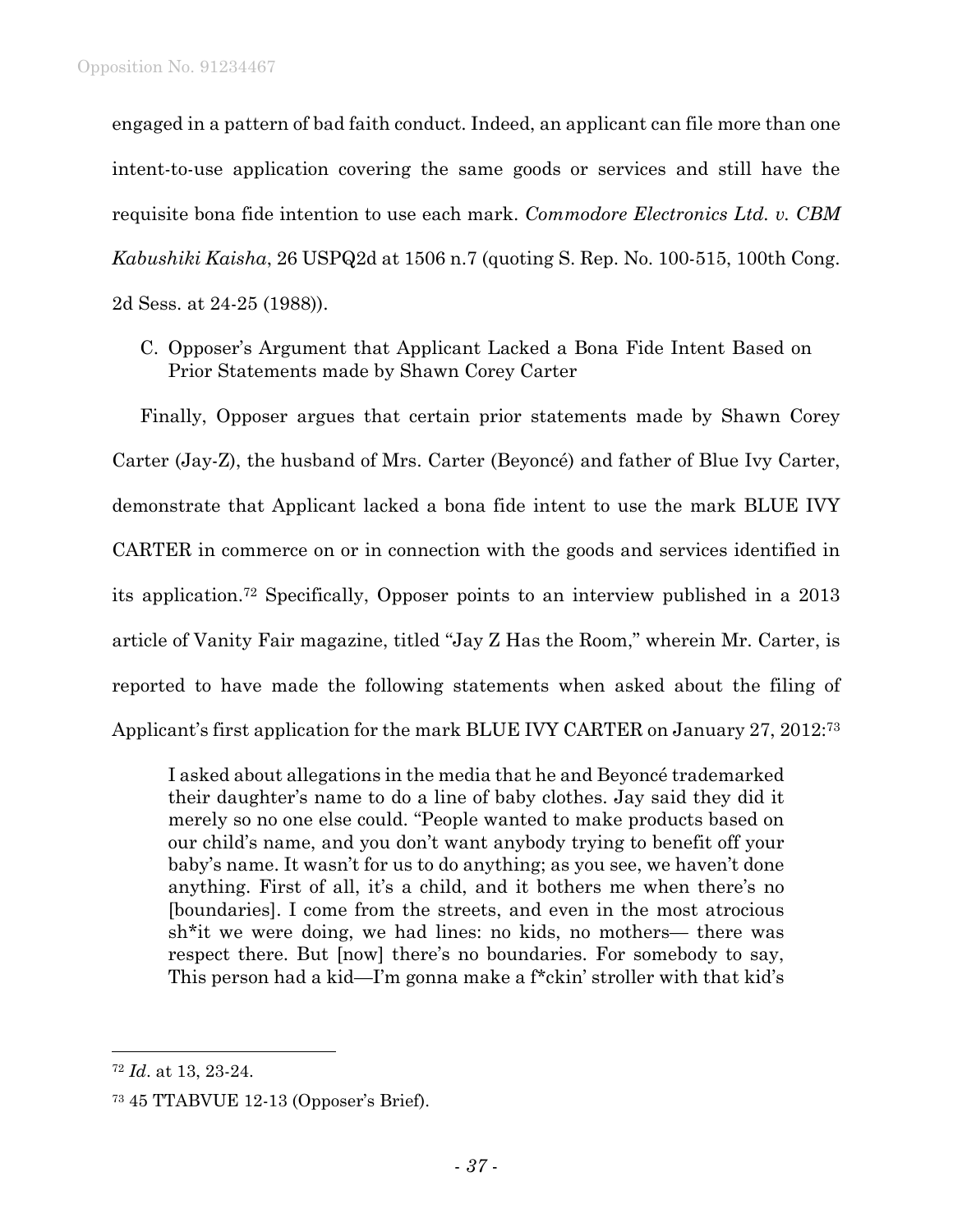engaged in a pattern of bad faith conduct. Indeed, an applicant can file more than one intent-to-use application covering the same goods or services and still have the requisite bona fide intention to use each mark. *Commodore Electronics Ltd. v. CBM Kabushiki Kaisha*, 26 USPQ2d at 1506 n.7 (quoting S. Rep. No. 100-515, 100th Cong. 2d Sess. at 24-25 (1988)).

C. Opposer's Argument that Applicant Lacked a Bona Fide Intent Based on Prior Statements made by Shawn Corey Carter

Finally, Opposer argues that certain prior statements made by Shawn Corey Carter (Jay-Z), the husband of Mrs. Carter (Beyoncé) and father of Blue Ivy Carter, demonstrate that Applicant lacked a bona fide intent to use the mark BLUE IVY CARTER in commerce on or in connection with the goods and services identified in its application.[72] Specifically, Opposer points to an interview published in a 2013 article of Vanity Fair magazine, titled "Jay Z Has the Room," wherein Mr. Carter, is reported to have made the following statements when asked about the filing of Applicant's first application for the mark BLUE IVY CARTER on January 27, 2012:[73]

> I asked about allegations in the media that he and Beyoncé trademarked their daughter's name to do a line of baby clothes. Jay said they did it merely so no one else could. "People wanted to make products based on our child's name, and you don't want anybody trying to benefit off your baby's name. It wasn't for us to do anything; as you see, we haven't done anything. First of all, it's a child, and it bothers me when there's no [boundaries]. I come from the streets, and even in the most atrocious sh*it we were doing, we had lines: no kids, no mothers— there was respect there. But [now] there's no boundaries. For somebody to say, This person had a kid—I'm gonna make a f*ckin' stroller with that kid's

---

[72] *Id*. at 13, 23-24.

[73] 45 TTABVUE 12-13 (Opposer's Brief).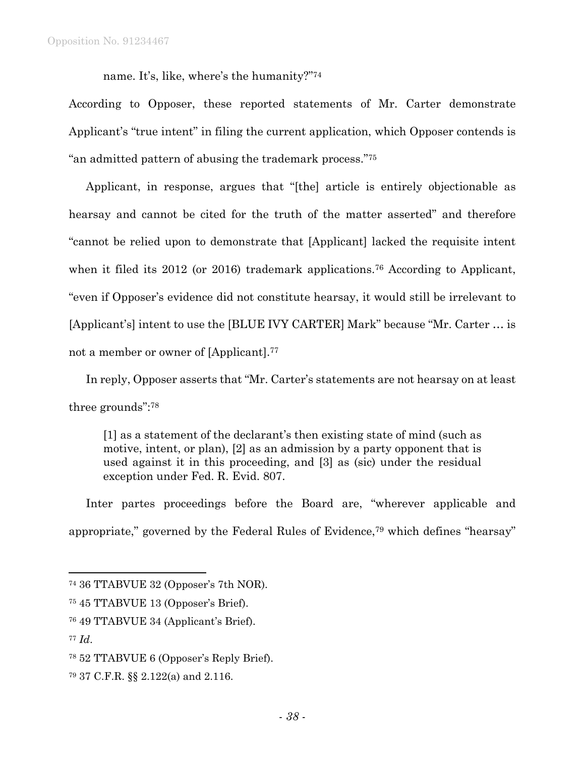name. It's, like, where's the humanity?"[74]

According to Opposer, these reported statements of Mr. Carter demonstrate Applicant's "true intent" in filing the current application, which Opposer contends is "an admitted pattern of abusing the trademark process."[75]

Applicant, in response, argues that "[the] article is entirely objectionable as hearsay and cannot be cited for the truth of the matter asserted" and therefore "cannot be relied upon to demonstrate that [Applicant] lacked the requisite intent when it filed its 2012 (or 2016) trademark applications.[76] According to Applicant, "even if Opposer's evidence did not constitute hearsay, it would still be irrelevant to [Applicant's] intent to use the [BLUE IVY CARTER] Mark" because "Mr. Carter … is not a member or owner of [Applicant].[77]

In reply, Opposer asserts that "Mr. Carter's statements are not hearsay on at least three grounds":[78]

> [1] as a statement of the declarant's then existing state of mind (such as motive, intent, or plan), [2] as an admission by a party opponent that is used against it in this proceeding, and [3] as (sic) under the residual exception under Fed. R. Evid. 807.

Inter partes proceedings before the Board are, "wherever applicable and appropriate," governed by the Federal Rules of Evidence,[79] which defines "hearsay"

---

[74] 36 TTABVUE 32 (Opposer's 7th NOR).

[75] 45 TTABVUE 13 (Opposer's Brief).

[76] 49 TTABVUE 34 (Applicant's Brief).

[77] *Id*.

[78] 52 TTABVUE 6 (Opposer's Reply Brief).

[79] 37 C.F.R. §§ 2.122(a) and 2.116.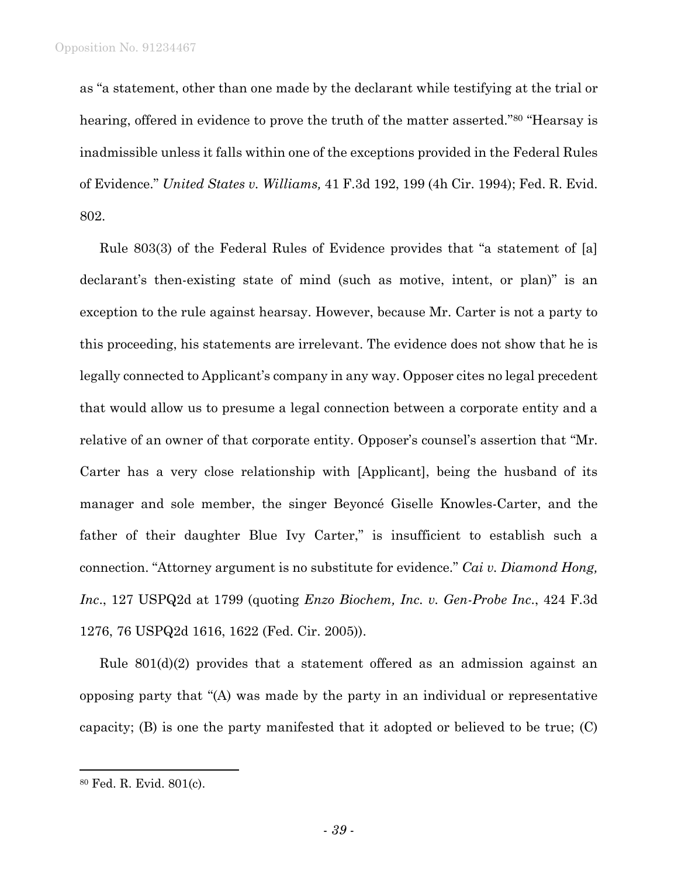as "a statement, other than one made by the declarant while testifying at the trial or hearing, offered in evidence to prove the truth of the matter asserted."[80] "Hearsay is inadmissible unless it falls within one of the exceptions provided in the Federal Rules of Evidence." *United States v. Williams,* 41 F.3d 192, 199 (4h Cir. 1994); Fed. R. Evid. 802.

Rule 803(3) of the Federal Rules of Evidence provides that "a statement of [a] declarant's then-existing state of mind (such as motive, intent, or plan)" is an exception to the rule against hearsay. However, because Mr. Carter is not a party to this proceeding, his statements are irrelevant. The evidence does not show that he is legally connected to Applicant's company in any way. Opposer cites no legal precedent that would allow us to presume a legal connection between a corporate entity and a relative of an owner of that corporate entity. Opposer's counsel's assertion that "Mr. Carter has a very close relationship with [Applicant], being the husband of its manager and sole member, the singer Beyoncé Giselle Knowles-Carter, and the father of their daughter Blue Ivy Carter," is insufficient to establish such a connection. "Attorney argument is no substitute for evidence." *Cai v. Diamond Hong, Inc*., 127 USPQ2d at 1799 (quoting *Enzo Biochem, Inc. v. Gen-Probe Inc*., 424 F.3d 1276, 76 USPQ2d 1616, 1622 (Fed. Cir. 2005)).

Rule 801(d)(2) provides that a statement offered as an admission against an opposing party that "(A) was made by the party in an individual or representative capacity; (B) is one the party manifested that it adopted or believed to be true; (C)

---

[80] Fed. R. Evid. 801(c).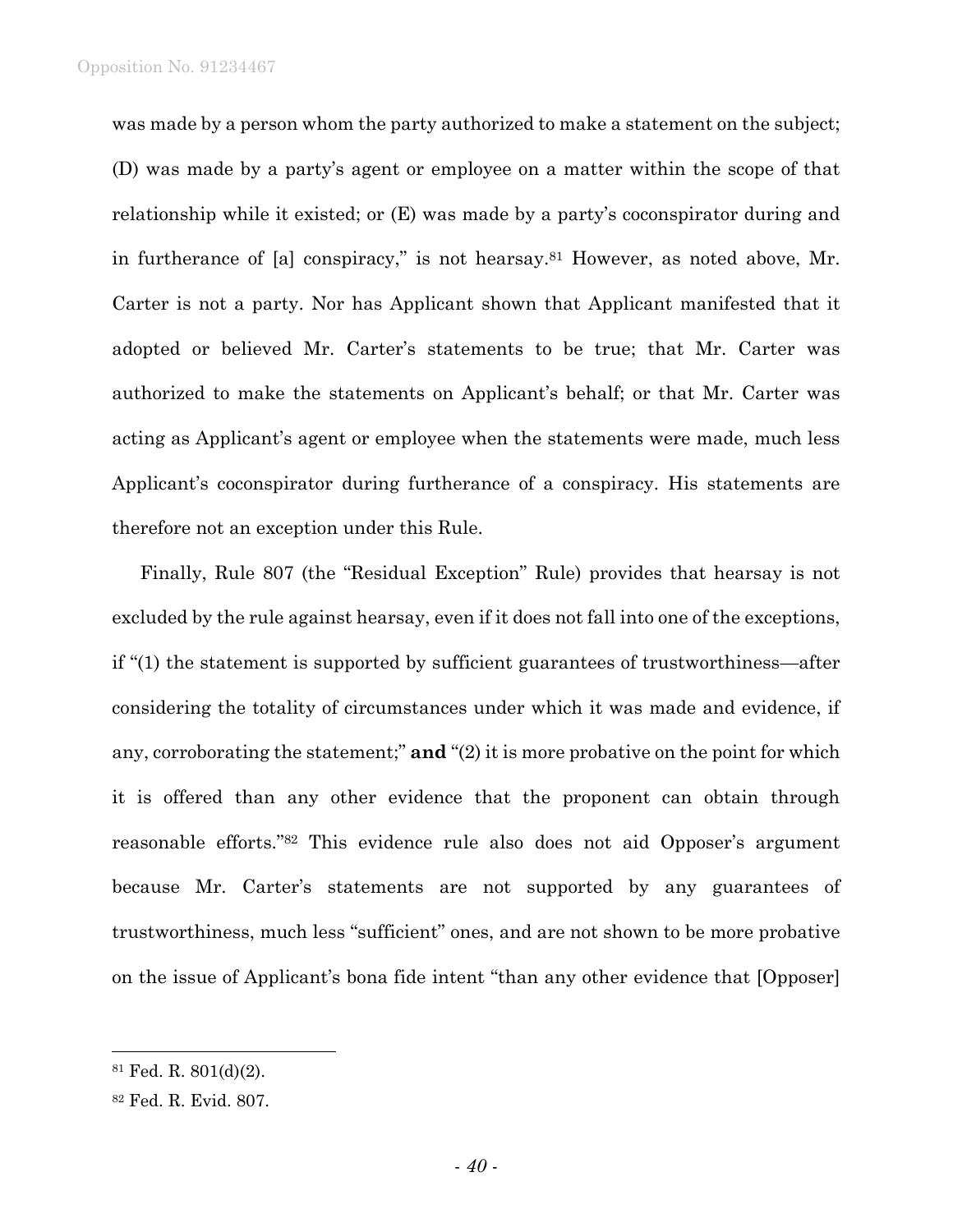was made by a person whom the party authorized to make a statement on the subject; (D) was made by a party's agent or employee on a matter within the scope of that relationship while it existed; or (E) was made by a party's coconspirator during and in furtherance of [a] conspiracy," is not hearsay.[81] However, as noted above, Mr. Carter is not a party. Nor has Applicant shown that Applicant manifested that it adopted or believed Mr. Carter's statements to be true; that Mr. Carter was authorized to make the statements on Applicant's behalf; or that Mr. Carter was acting as Applicant's agent or employee when the statements were made, much less Applicant's coconspirator during furtherance of a conspiracy. His statements are therefore not an exception under this Rule.

Finally, Rule 807 (the "Residual Exception" Rule) provides that hearsay is not excluded by the rule against hearsay, even if it does not fall into one of the exceptions, if "(1) the statement is supported by sufficient guarantees of trustworthiness—after considering the totality of circumstances under which it was made and evidence, if any, corroborating the statement;" **and** "(2) it is more probative on the point for which it is offered than any other evidence that the proponent can obtain through reasonable efforts."[82] This evidence rule also does not aid Opposer's argument because Mr. Carter's statements are not supported by any guarantees of trustworthiness, much less "sufficient" ones, and are not shown to be more probative on the issue of Applicant's bona fide intent "than any other evidence that [Opposer]

---

[81] Fed. R. 801(d)(2).

[82] Fed. R. Evid. 807.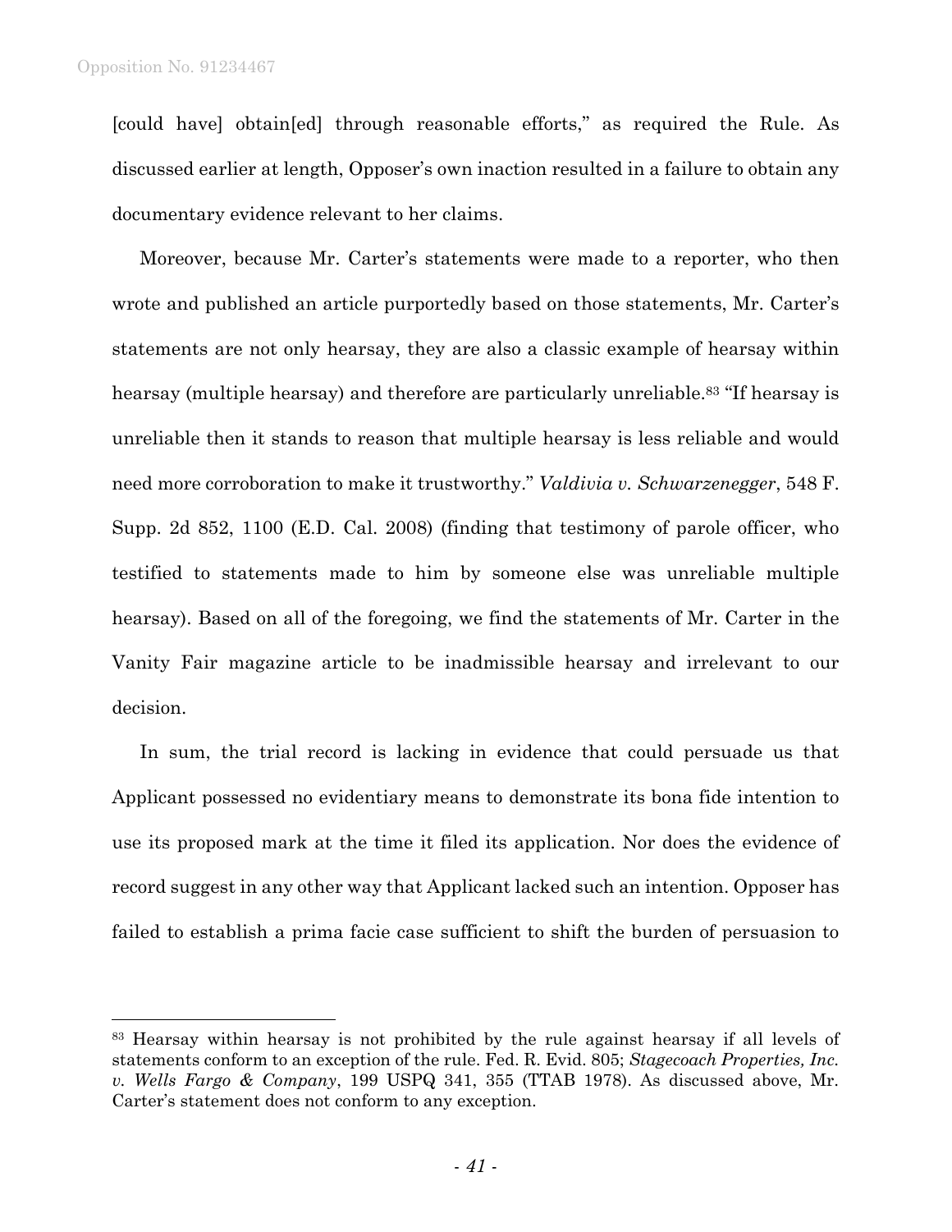[could have] obtain[ed] through reasonable efforts," as required the Rule. As discussed earlier at length, Opposer's own inaction resulted in a failure to obtain any documentary evidence relevant to her claims.

Moreover, because Mr. Carter's statements were made to a reporter, who then wrote and published an article purportedly based on those statements, Mr. Carter's statements are not only hearsay, they are also a classic example of hearsay within hearsay (multiple hearsay) and therefore are particularly unreliable.[83] "If hearsay is unreliable then it stands to reason that multiple hearsay is less reliable and would need more corroboration to make it trustworthy." *Valdivia v. Schwarzenegger*, 548 F. Supp. 2d 852, 1100 (E.D. Cal. 2008) (finding that testimony of parole officer, who testified to statements made to him by someone else was unreliable multiple hearsay). Based on all of the foregoing, we find the statements of Mr. Carter in the Vanity Fair magazine article to be inadmissible hearsay and irrelevant to our decision.

In sum, the trial record is lacking in evidence that could persuade us that Applicant possessed no evidentiary means to demonstrate its bona fide intention to use its proposed mark at the time it filed its application. Nor does the evidence of record suggest in any other way that Applicant lacked such an intention. Opposer has failed to establish a prima facie case sufficient to shift the burden of persuasion to

---

[83] Hearsay within hearsay is not prohibited by the rule against hearsay if all levels of statements conform to an exception of the rule. Fed. R. Evid. 805; *Stagecoach Properties, Inc. v. Wells Fargo & Company*, 199 USPQ 341, 355 (TTAB 1978). As discussed above, Mr. Carter's statement does not conform to any exception.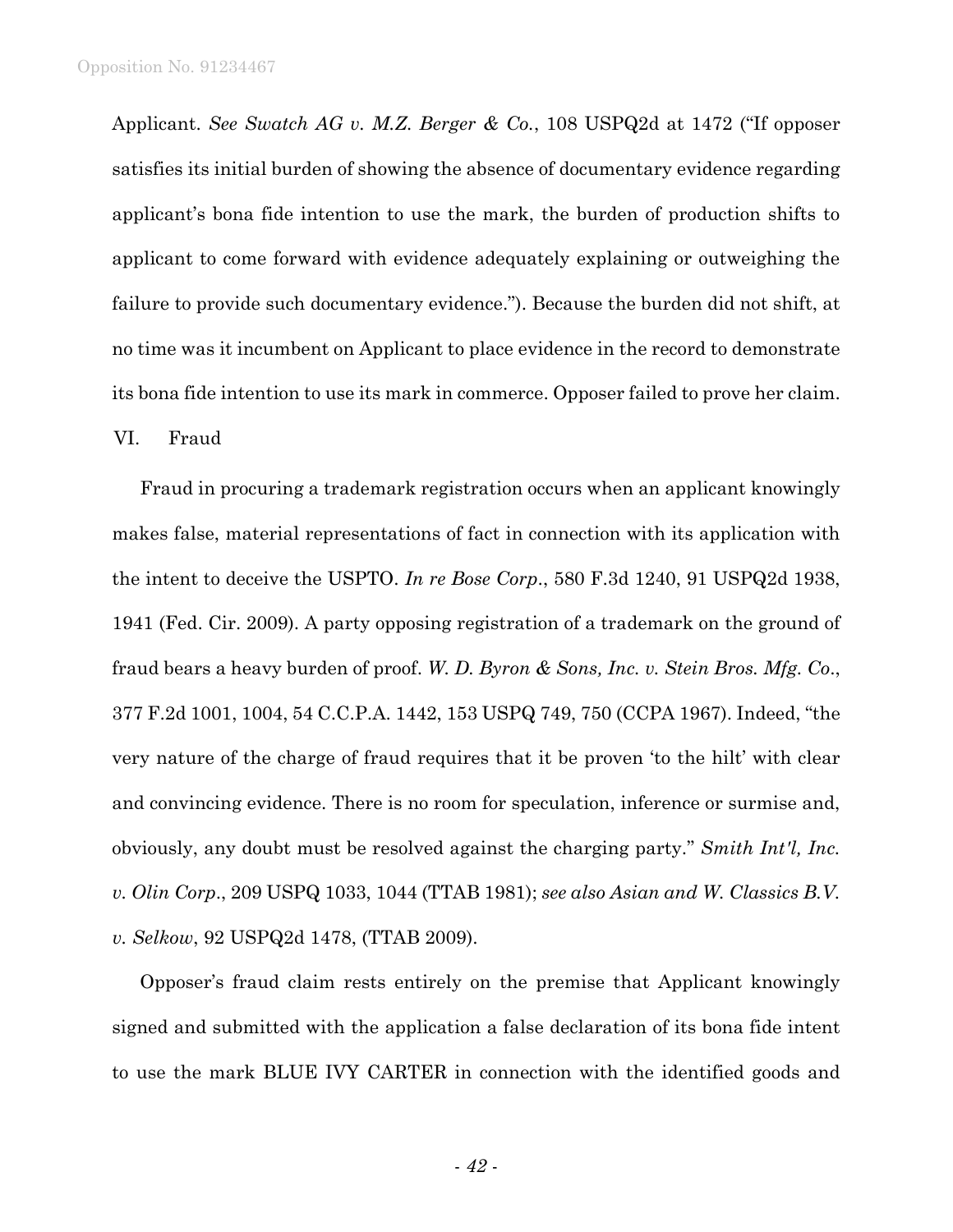Applicant. *See Swatch AG v. M.Z. Berger & Co.*, 108 USPQ2d at 1472 ("If opposer satisfies its initial burden of showing the absence of documentary evidence regarding applicant's bona fide intention to use the mark, the burden of production shifts to applicant to come forward with evidence adequately explaining or outweighing the failure to provide such documentary evidence."). Because the burden did not shift, at no time was it incumbent on Applicant to place evidence in the record to demonstrate its bona fide intention to use its mark in commerce. Opposer failed to prove her claim.

## VI. Fraud

Fraud in procuring a trademark registration occurs when an applicant knowingly makes false, material representations of fact in connection with its application with the intent to deceive the USPTO. *In re Bose Corp.*, 580 F.3d 1240, 91 USPQ2d 1938, 1941 (Fed. Cir. 2009). A party opposing registration of a trademark on the ground of fraud bears a heavy burden of proof. *W. D. Byron & Sons, Inc. v. Stein Bros. Mfg. Co.*, 377 F.2d 1001, 1004, 54 C.C.P.A. 1442, 153 USPQ 749, 750 (CCPA 1967). Indeed, "the very nature of the charge of fraud requires that it be proven 'to the hilt' with clear and convincing evidence. There is no room for speculation, inference or surmise and, obviously, any doubt must be resolved against the charging party." *Smith Int'l, Inc. v. Olin Corp.*, 209 USPQ 1033, 1044 (TTAB 1981); *see also Asian and W. Classics B.V. v. Selkow*, 92 USPQ2d 1478, (TTAB 2009).

Opposer's fraud claim rests entirely on the premise that Applicant knowingly signed and submitted with the application a false declaration of its bona fide intent to use the mark BLUE IVY CARTER in connection with the identified goods and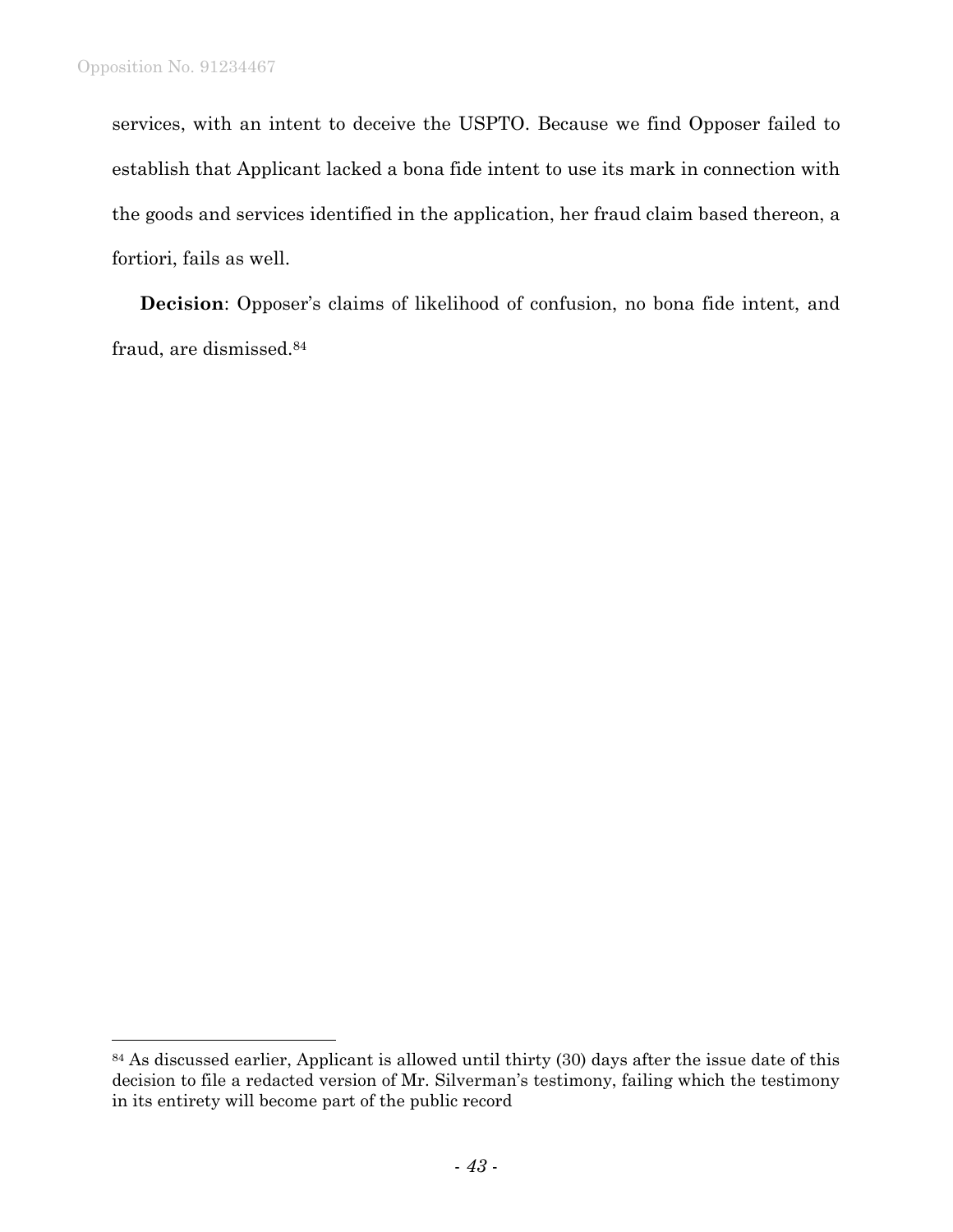services, with an intent to deceive the USPTO. Because we find Opposer failed to establish that Applicant lacked a bona fide intent to use its mark in connection with the goods and services identified in the application, her fraud claim based thereon, a fortiori, fails as well.

**Decision**: Opposer's claims of likelihood of confusion, no bona fide intent, and fraud, are dismissed.[84]

[84] As discussed earlier, Applicant is allowed until thirty (30) days after the issue date of this decision to file a redacted version of Mr. Silverman's testimony, failing which the testimony in its entirety will become part of the public record